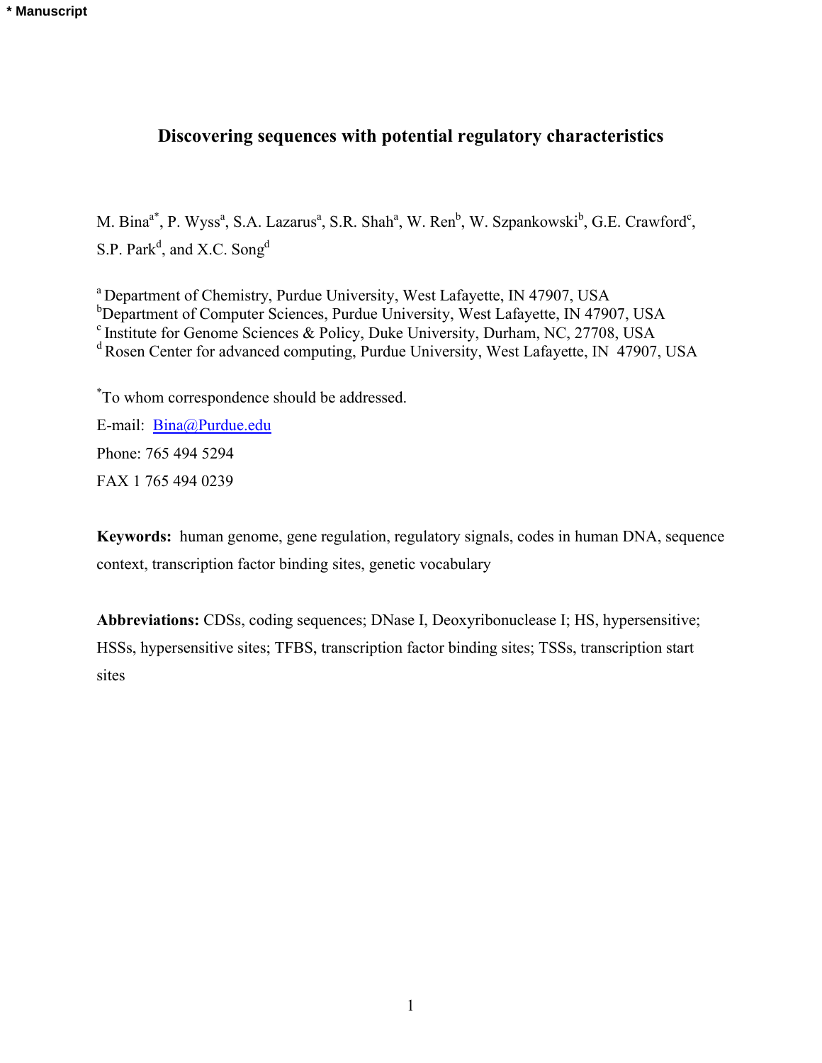\* Manuscript

# Discovering sequences with potential regulatory characteristics

M. Bina[a*], P. Wyss[a], S.A. Lazarus[a], S.R. Shah[a], W. Ren[b], W. Szpankowski[b], G.E. Crawford[c], S.P. Park[d], and X.C. Song[d]

[a] Department of Chemistry, Purdue University, West Lafayette, IN 47907, USA
[b] Department of Computer Sciences, Purdue University, West Lafayette, IN 47907, USA
[c] Institute for Genome Sciences & Policy, Duke University, Durham, NC, 27708, USA
[d] Rosen Center for advanced computing, Purdue University, West Lafayette, IN 47907, USA

[*] To whom correspondence should be addressed.
E-mail: Bina@Purdue.edu
Phone: 765 494 5294
FAX 1 765 494 0239

**Keywords:** human genome, gene regulation, regulatory signals, codes in human DNA, sequence context, transcription factor binding sites, genetic vocabulary

**Abbreviations:** CDSs, coding sequences; DNase I, Deoxyribonuclease I; HS, hypersensitive; HSSs, hypersensitive sites; TFBS, transcription factor binding sites; TSSs, transcription start sites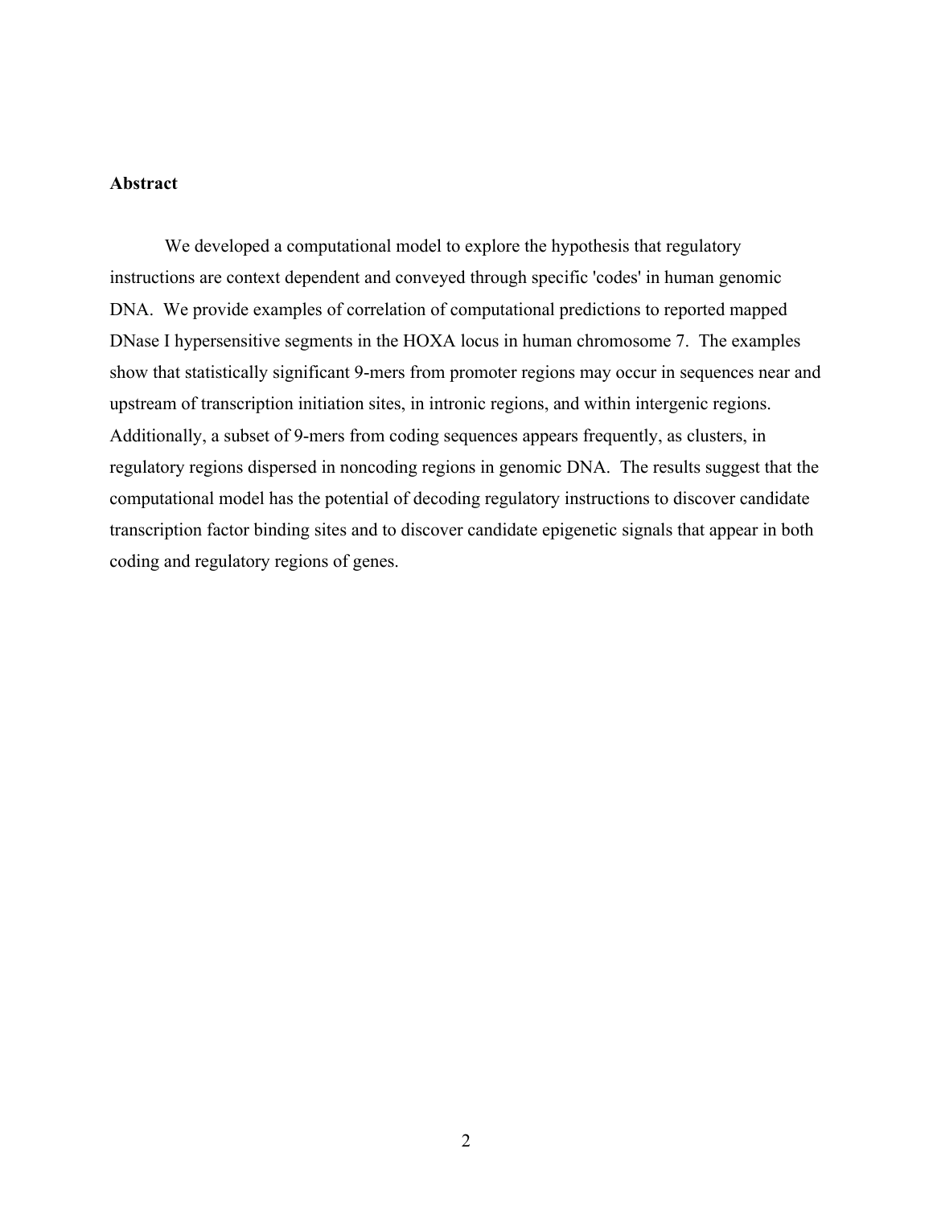**Abstract**

We developed a computational model to explore the hypothesis that regulatory instructions are context dependent and conveyed through specific 'codes' in human genomic DNA. We provide examples of correlation of computational predictions to reported mapped DNase I hypersensitive segments in the HOXA locus in human chromosome 7. The examples show that statistically significant 9-mers from promoter regions may occur in sequences near and upstream of transcription initiation sites, in intronic regions, and within intergenic regions. Additionally, a subset of 9-mers from coding sequences appears frequently, as clusters, in regulatory regions dispersed in noncoding regions in genomic DNA. The results suggest that the computational model has the potential of decoding regulatory instructions to discover candidate transcription factor binding sites and to discover candidate epigenetic signals that appear in both coding and regulatory regions of genes.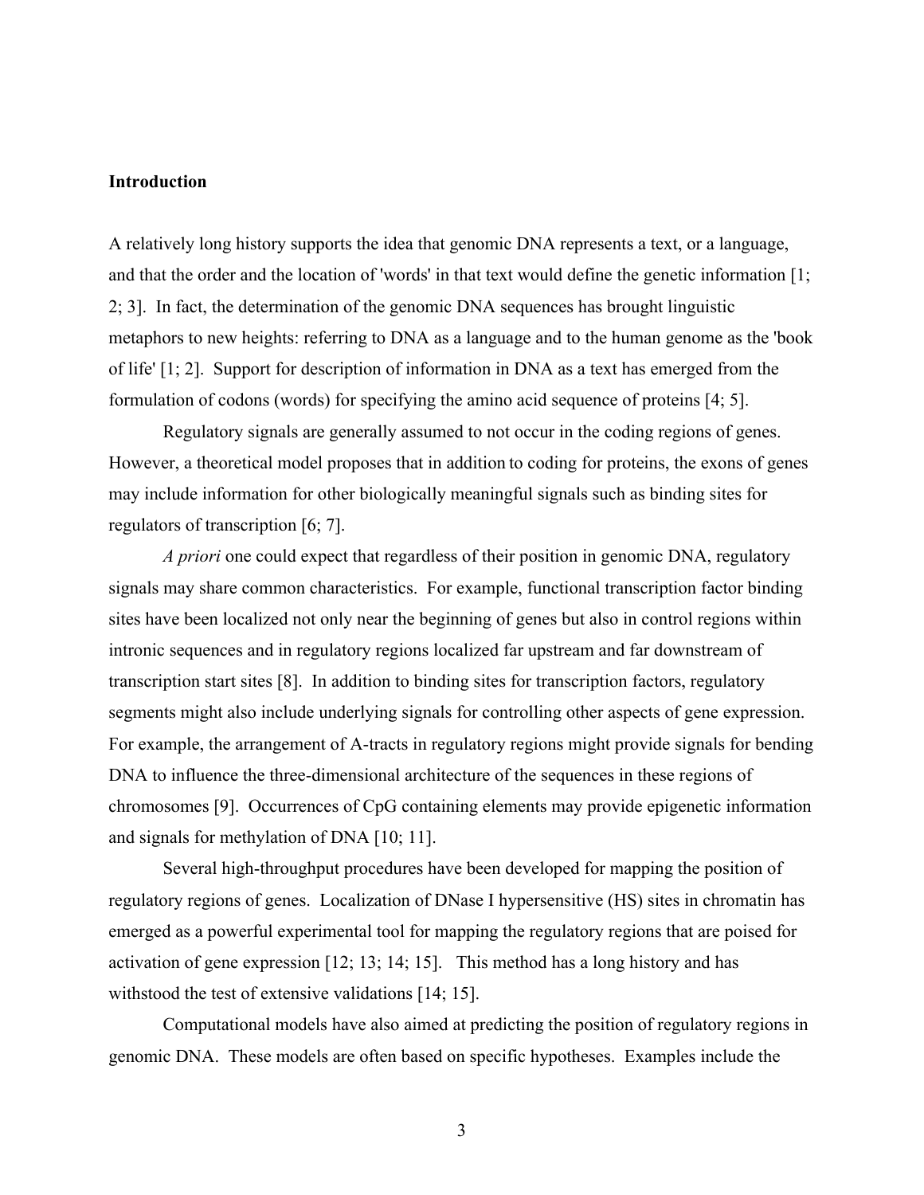## Introduction

A relatively long history supports the idea that genomic DNA represents a text, or a language, and that the order and the location of 'words' in that text would define the genetic information [1; 2; 3]. In fact, the determination of the genomic DNA sequences has brought linguistic metaphors to new heights: referring to DNA as a language and to the human genome as the 'book of life' [1; 2]. Support for description of information in DNA as a text has emerged from the formulation of codons (words) for specifying the amino acid sequence of proteins [4; 5].

Regulatory signals are generally assumed to not occur in the coding regions of genes. However, a theoretical model proposes that in addition to coding for proteins, the exons of genes may include information for other biologically meaningful signals such as binding sites for regulators of transcription [6; 7].

*A priori* one could expect that regardless of their position in genomic DNA, regulatory signals may share common characteristics. For example, functional transcription factor binding sites have been localized not only near the beginning of genes but also in control regions within intronic sequences and in regulatory regions localized far upstream and far downstream of transcription start sites [8]. In addition to binding sites for transcription factors, regulatory segments might also include underlying signals for controlling other aspects of gene expression. For example, the arrangement of A-tracts in regulatory regions might provide signals for bending DNA to influence the three-dimensional architecture of the sequences in these regions of chromosomes [9]. Occurrences of CpG containing elements may provide epigenetic information and signals for methylation of DNA [10; 11].

Several high-throughput procedures have been developed for mapping the position of regulatory regions of genes. Localization of DNase I hypersensitive (HS) sites in chromatin has emerged as a powerful experimental tool for mapping the regulatory regions that are poised for activation of gene expression [12; 13; 14; 15]. This method has a long history and has withstood the test of extensive validations [14; 15].

Computational models have also aimed at predicting the position of regulatory regions in genomic DNA. These models are often based on specific hypotheses. Examples include the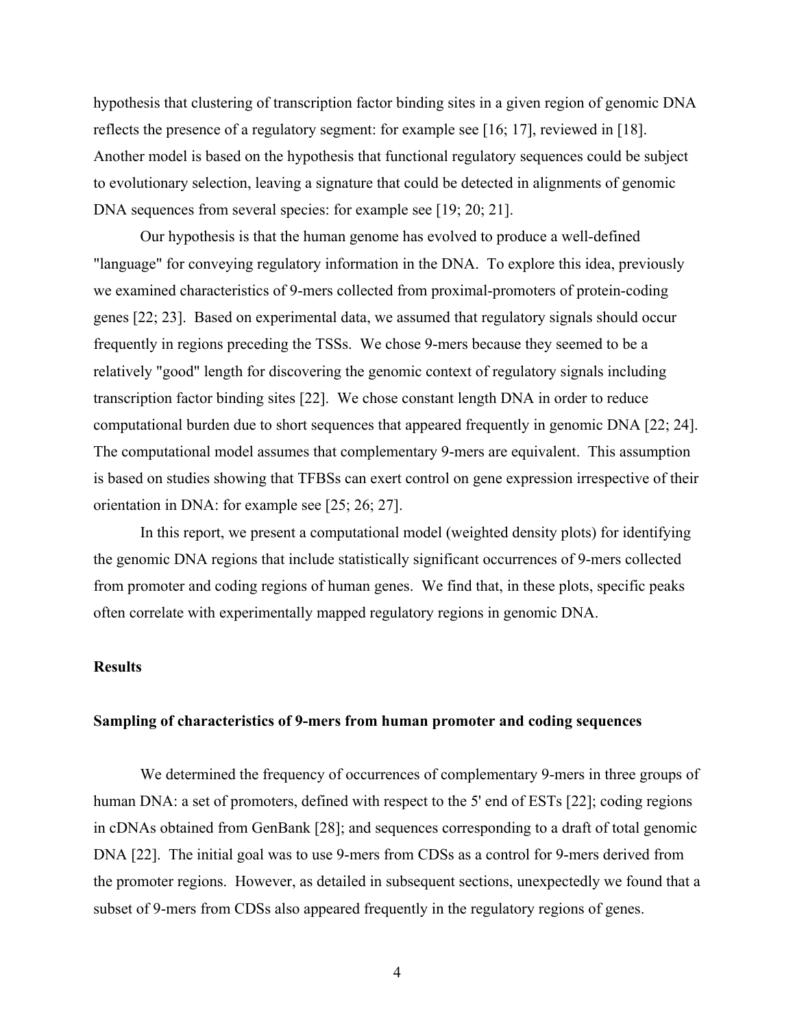hypothesis that clustering of transcription factor binding sites in a given region of genomic DNA reflects the presence of a regulatory segment: for example see [16; 17], reviewed in [18]. Another model is based on the hypothesis that functional regulatory sequences could be subject to evolutionary selection, leaving a signature that could be detected in alignments of genomic DNA sequences from several species: for example see [19; 20; 21].

Our hypothesis is that the human genome has evolved to produce a well-defined "language" for conveying regulatory information in the DNA. To explore this idea, previously we examined characteristics of 9-mers collected from proximal-promoters of protein-coding genes [22; 23]. Based on experimental data, we assumed that regulatory signals should occur frequently in regions preceding the TSSs. We chose 9-mers because they seemed to be a relatively "good" length for discovering the genomic context of regulatory signals including transcription factor binding sites [22]. We chose constant length DNA in order to reduce computational burden due to short sequences that appeared frequently in genomic DNA [22; 24]. The computational model assumes that complementary 9-mers are equivalent. This assumption is based on studies showing that TFBSs can exert control on gene expression irrespective of their orientation in DNA: for example see [25; 26; 27].

In this report, we present a computational model (weighted density plots) for identifying the genomic DNA regions that include statistically significant occurrences of 9-mers collected from promoter and coding regions of human genes. We find that, in these plots, specific peaks often correlate with experimentally mapped regulatory regions in genomic DNA.

## Results

### Sampling of characteristics of 9-mers from human promoter and coding sequences

We determined the frequency of occurrences of complementary 9-mers in three groups of human DNA: a set of promoters, defined with respect to the 5' end of ESTs [22]; coding regions in cDNAs obtained from GenBank [28]; and sequences corresponding to a draft of total genomic DNA [22]. The initial goal was to use 9-mers from CDSs as a control for 9-mers derived from the promoter regions. However, as detailed in subsequent sections, unexpectedly we found that a subset of 9-mers from CDSs also appeared frequently in the regulatory regions of genes.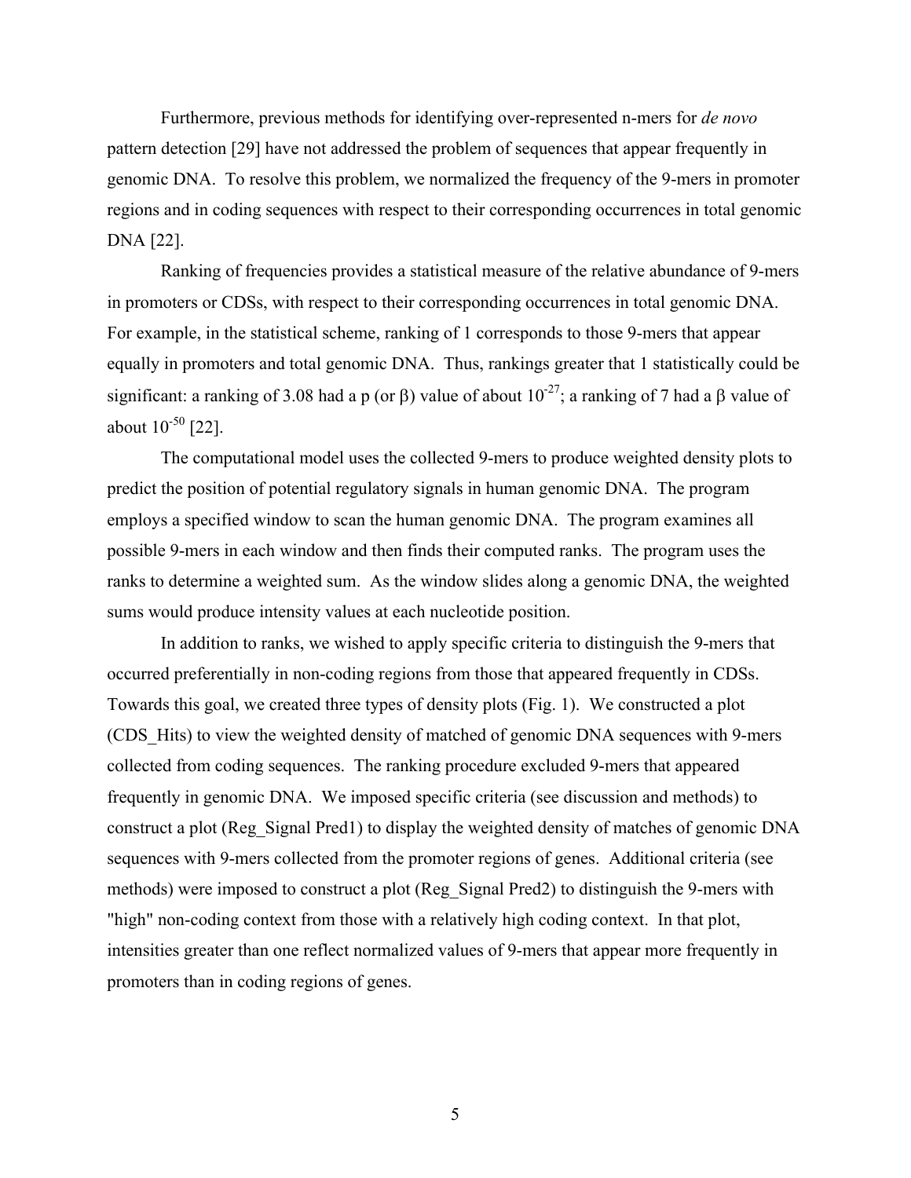Furthermore, previous methods for identifying over-represented n-mers for *de novo* pattern detection [29] have not addressed the problem of sequences that appear frequently in genomic DNA. To resolve this problem, we normalized the frequency of the 9-mers in promoter regions and in coding sequences with respect to their corresponding occurrences in total genomic DNA [22].

Ranking of frequencies provides a statistical measure of the relative abundance of 9-mers in promoters or CDSs, with respect to their corresponding occurrences in total genomic DNA. For example, in the statistical scheme, ranking of 1 corresponds to those 9-mers that appear equally in promoters and total genomic DNA. Thus, rankings greater that 1 statistically could be significant: a ranking of 3.08 had a p (or $\beta$) value of about $10^{-27}$; a ranking of 7 had a $\beta$ value of about $10^{-50}$ [22].

The computational model uses the collected 9-mers to produce weighted density plots to predict the position of potential regulatory signals in human genomic DNA. The program employs a specified window to scan the human genomic DNA. The program examines all possible 9-mers in each window and then finds their computed ranks. The program uses the ranks to determine a weighted sum. As the window slides along a genomic DNA, the weighted sums would produce intensity values at each nucleotide position.

In addition to ranks, we wished to apply specific criteria to distinguish the 9-mers that occurred preferentially in non-coding regions from those that appeared frequently in CDSs. Towards this goal, we created three types of density plots (Fig. 1). We constructed a plot (CDS_Hits) to view the weighted density of matched of genomic DNA sequences with 9-mers collected from coding sequences. The ranking procedure excluded 9-mers that appeared frequently in genomic DNA. We imposed specific criteria (see discussion and methods) to construct a plot (Reg_Signal Pred1) to display the weighted density of matches of genomic DNA sequences with 9-mers collected from the promoter regions of genes. Additional criteria (see methods) were imposed to construct a plot (Reg_Signal Pred2) to distinguish the 9-mers with "high" non-coding context from those with a relatively high coding context. In that plot, intensities greater than one reflect normalized values of 9-mers that appear more frequently in promoters than in coding regions of genes.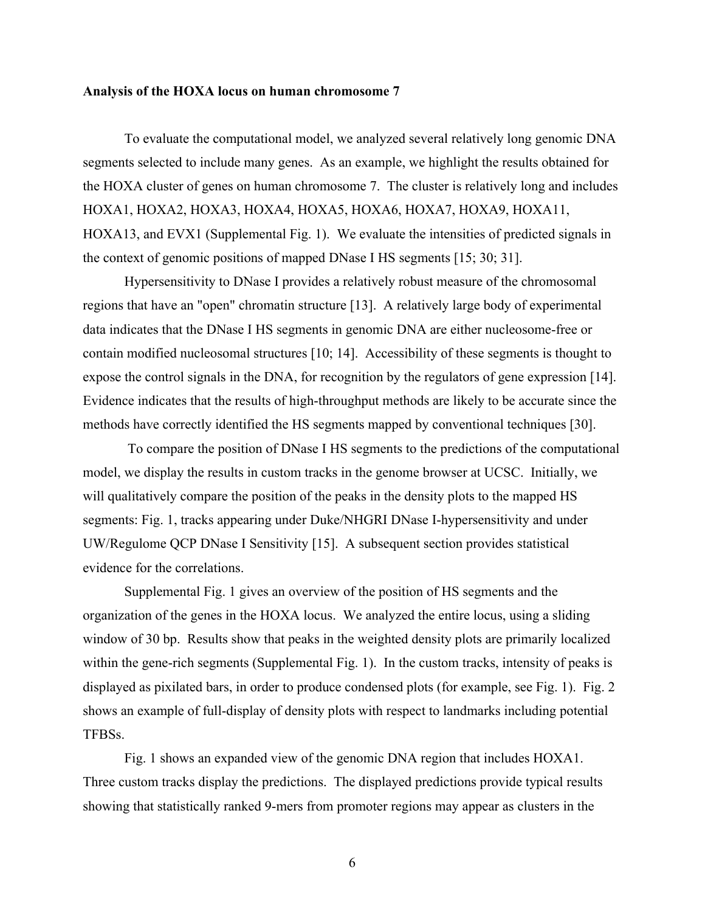**Analysis of the HOXA locus on human chromosome 7**

To evaluate the computational model, we analyzed several relatively long genomic DNA segments selected to include many genes. As an example, we highlight the results obtained for the HOXA cluster of genes on human chromosome 7. The cluster is relatively long and includes HOXA1, HOXA2, HOXA3, HOXA4, HOXA5, HOXA6, HOXA7, HOXA9, HOXA11, HOXA13, and EVX1 (Supplemental Fig. 1). We evaluate the intensities of predicted signals in the context of genomic positions of mapped DNase I HS segments [15; 30; 31].

Hypersensitivity to DNase I provides a relatively robust measure of the chromosomal regions that have an "open" chromatin structure [13]. A relatively large body of experimental data indicates that the DNase I HS segments in genomic DNA are either nucleosome-free or contain modified nucleosomal structures [10; 14]. Accessibility of these segments is thought to expose the control signals in the DNA, for recognition by the regulators of gene expression [14]. Evidence indicates that the results of high-throughput methods are likely to be accurate since the methods have correctly identified the HS segments mapped by conventional techniques [30].

To compare the position of DNase I HS segments to the predictions of the computational model, we display the results in custom tracks in the genome browser at UCSC. Initially, we will qualitatively compare the position of the peaks in the density plots to the mapped HS segments: Fig. 1, tracks appearing under Duke/NHGRI DNase I-hypersensitivity and under UW/Regulome QCP DNase I Sensitivity [15]. A subsequent section provides statistical evidence for the correlations.

Supplemental Fig. 1 gives an overview of the position of HS segments and the organization of the genes in the HOXA locus. We analyzed the entire locus, using a sliding window of 30 bp. Results show that peaks in the weighted density plots are primarily localized within the gene-rich segments (Supplemental Fig. 1). In the custom tracks, intensity of peaks is displayed as pixilated bars, in order to produce condensed plots (for example, see Fig. 1). Fig. 2 shows an example of full-display of density plots with respect to landmarks including potential TFBSs.

Fig. 1 shows an expanded view of the genomic DNA region that includes HOXA1. Three custom tracks display the predictions. The displayed predictions provide typical results showing that statistically ranked 9-mers from promoter regions may appear as clusters in the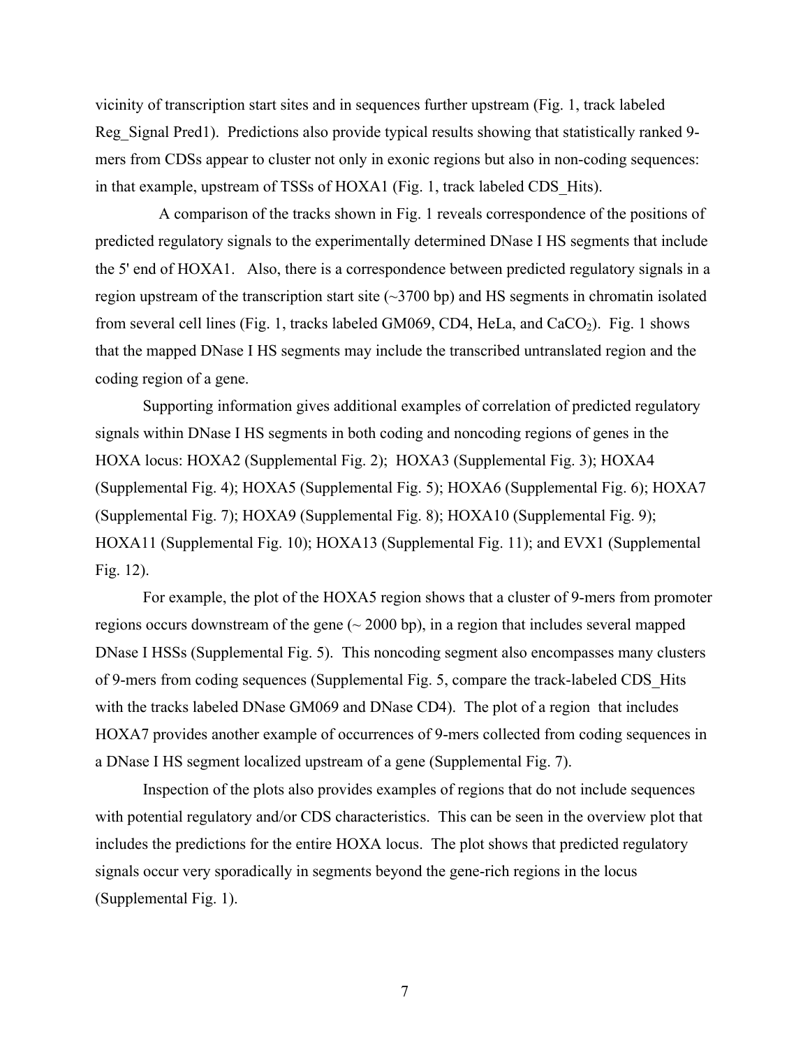vicinity of transcription start sites and in sequences further upstream (Fig. 1, track labeled Reg_Signal Pred1). Predictions also provide typical results showing that statistically ranked 9-mers from CDSs appear to cluster not only in exonic regions but also in non-coding sequences: in that example, upstream of TSSs of HOXA1 (Fig. 1, track labeled CDS_Hits).

A comparison of the tracks shown in Fig. 1 reveals correspondence of the positions of predicted regulatory signals to the experimentally determined DNase I HS segments that include the 5' end of HOXA1. Also, there is a correspondence between predicted regulatory signals in a region upstream of the transcription start site (~3700 bp) and HS segments in chromatin isolated from several cell lines (Fig. 1, tracks labeled GM069, CD4, HeLa, and $CaCO_2$). Fig. 1 shows that the mapped DNase I HS segments may include the transcribed untranslated region and the coding region of a gene.

Supporting information gives additional examples of correlation of predicted regulatory signals within DNase I HS segments in both coding and noncoding regions of genes in the HOXA locus: HOXA2 (Supplemental Fig. 2); HOXA3 (Supplemental Fig. 3); HOXA4 (Supplemental Fig. 4); HOXA5 (Supplemental Fig. 5); HOXA6 (Supplemental Fig. 6); HOXA7 (Supplemental Fig. 7); HOXA9 (Supplemental Fig. 8); HOXA10 (Supplemental Fig. 9); HOXA11 (Supplemental Fig. 10); HOXA13 (Supplemental Fig. 11); and EVX1 (Supplemental Fig. 12).

For example, the plot of the HOXA5 region shows that a cluster of 9-mers from promoter regions occurs downstream of the gene (~ 2000 bp), in a region that includes several mapped DNase I HSSs (Supplemental Fig. 5). This noncoding segment also encompasses many clusters of 9-mers from coding sequences (Supplemental Fig. 5, compare the track-labeled CDS_Hits with the tracks labeled DNase GM069 and DNase CD4). The plot of a region that includes HOXA7 provides another example of occurrences of 9-mers collected from coding sequences in a DNase I HS segment localized upstream of a gene (Supplemental Fig. 7).

Inspection of the plots also provides examples of regions that do not include sequences with potential regulatory and/or CDS characteristics. This can be seen in the overview plot that includes the predictions for the entire HOXA locus. The plot shows that predicted regulatory signals occur very sporadically in segments beyond the gene-rich regions in the locus (Supplemental Fig. 1).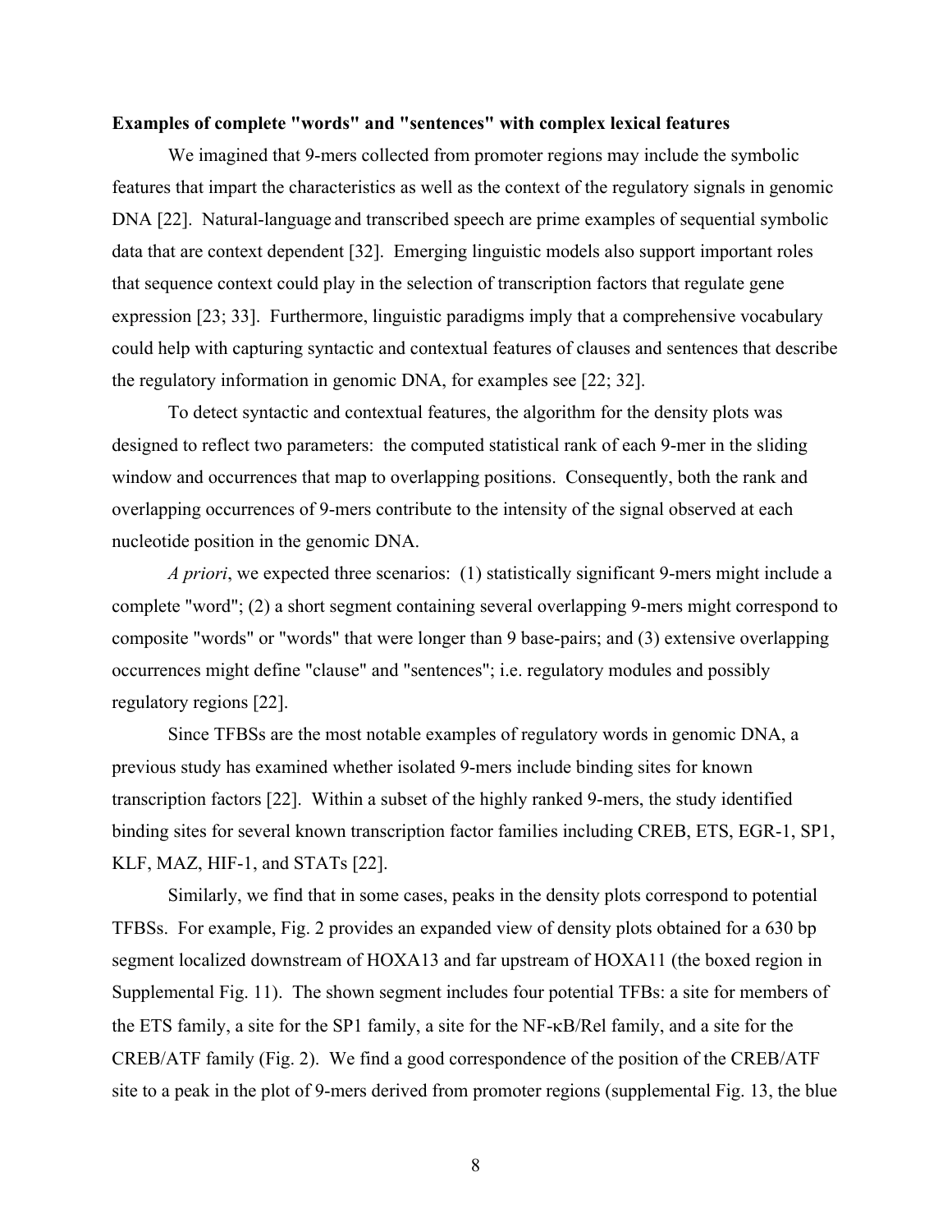**Examples of complete "words" and "sentences" with complex lexical features**

We imagined that 9-mers collected from promoter regions may include the symbolic features that impart the characteristics as well as the context of the regulatory signals in genomic DNA [22]. Natural-language and transcribed speech are prime examples of sequential symbolic data that are context dependent [32]. Emerging linguistic models also support important roles that sequence context could play in the selection of transcription factors that regulate gene expression [23; 33]. Furthermore, linguistic paradigms imply that a comprehensive vocabulary could help with capturing syntactic and contextual features of clauses and sentences that describe the regulatory information in genomic DNA, for examples see [22; 32].

To detect syntactic and contextual features, the algorithm for the density plots was designed to reflect two parameters: the computed statistical rank of each 9-mer in the sliding window and occurrences that map to overlapping positions. Consequently, both the rank and overlapping occurrences of 9-mers contribute to the intensity of the signal observed at each nucleotide position in the genomic DNA.

*A priori*, we expected three scenarios: (1) statistically significant 9-mers might include a complete "word"; (2) a short segment containing several overlapping 9-mers might correspond to composite "words" or "words" that were longer than 9 base-pairs; and (3) extensive overlapping occurrences might define "clause" and "sentences"; i.e. regulatory modules and possibly regulatory regions [22].

Since TFBSs are the most notable examples of regulatory words in genomic DNA, a previous study has examined whether isolated 9-mers include binding sites for known transcription factors [22]. Within a subset of the highly ranked 9-mers, the study identified binding sites for several known transcription factor families including CREB, ETS, EGR-1, SP1, KLF, MAZ, HIF-1, and STATs [22].

Similarly, we find that in some cases, peaks in the density plots correspond to potential TFBSs. For example, Fig. 2 provides an expanded view of density plots obtained for a 630 bp segment localized downstream of HOXA13 and far upstream of HOXA11 (the boxed region in Supplemental Fig. 11). The shown segment includes four potential TFBs: a site for members of the ETS family, a site for the SP1 family, a site for the NF-κB/Rel family, and a site for the CREB/ATF family (Fig. 2). We find a good correspondence of the position of the CREB/ATF site to a peak in the plot of 9-mers derived from promoter regions (supplemental Fig. 13, the blue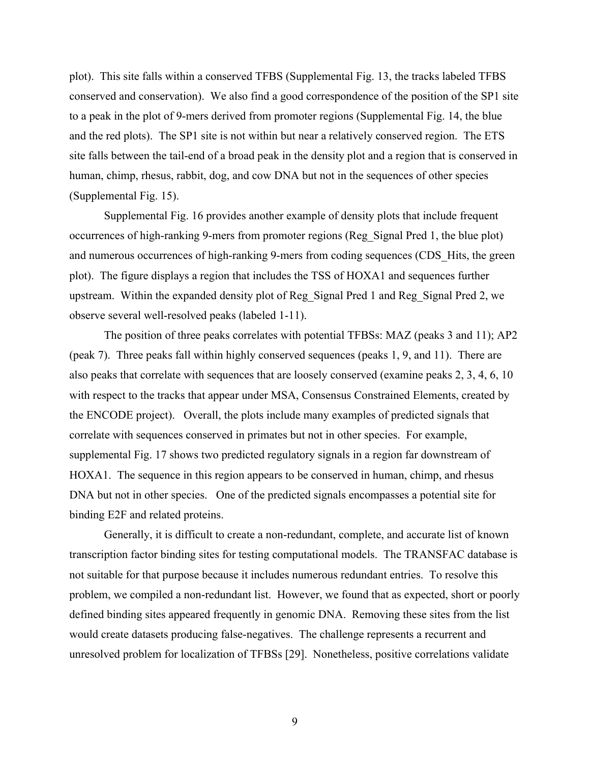plot). This site falls within a conserved TFBS (Supplemental Fig. 13, the tracks labeled TFBS conserved and conservation). We also find a good correspondence of the position of the SP1 site to a peak in the plot of 9-mers derived from promoter regions (Supplemental Fig. 14, the blue and the red plots). The SP1 site is not within but near a relatively conserved region. The ETS site falls between the tail-end of a broad peak in the density plot and a region that is conserved in human, chimp, rhesus, rabbit, dog, and cow DNA but not in the sequences of other species (Supplemental Fig. 15).

Supplemental Fig. 16 provides another example of density plots that include frequent occurrences of high-ranking 9-mers from promoter regions (Reg_Signal Pred 1, the blue plot) and numerous occurrences of high-ranking 9-mers from coding sequences (CDS_Hits, the green plot). The figure displays a region that includes the TSS of HOXA1 and sequences further upstream. Within the expanded density plot of Reg_Signal Pred 1 and Reg_Signal Pred 2, we observe several well-resolved peaks (labeled 1-11).

The position of three peaks correlates with potential TFBSs: MAZ (peaks 3 and 11); AP2 (peak 7). Three peaks fall within highly conserved sequences (peaks 1, 9, and 11). There are also peaks that correlate with sequences that are loosely conserved (examine peaks 2, 3, 4, 6, 10 with respect to the tracks that appear under MSA, Consensus Constrained Elements, created by the ENCODE project). Overall, the plots include many examples of predicted signals that correlate with sequences conserved in primates but not in other species. For example, supplemental Fig. 17 shows two predicted regulatory signals in a region far downstream of HOXA1. The sequence in this region appears to be conserved in human, chimp, and rhesus DNA but not in other species. One of the predicted signals encompasses a potential site for binding E2F and related proteins.

Generally, it is difficult to create a non-redundant, complete, and accurate list of known transcription factor binding sites for testing computational models. The TRANSFAC database is not suitable for that purpose because it includes numerous redundant entries. To resolve this problem, we compiled a non-redundant list. However, we found that as expected, short or poorly defined binding sites appeared frequently in genomic DNA. Removing these sites from the list would create datasets producing false-negatives. The challenge represents a recurrent and unresolved problem for localization of TFBSs [29]. Nonetheless, positive correlations validate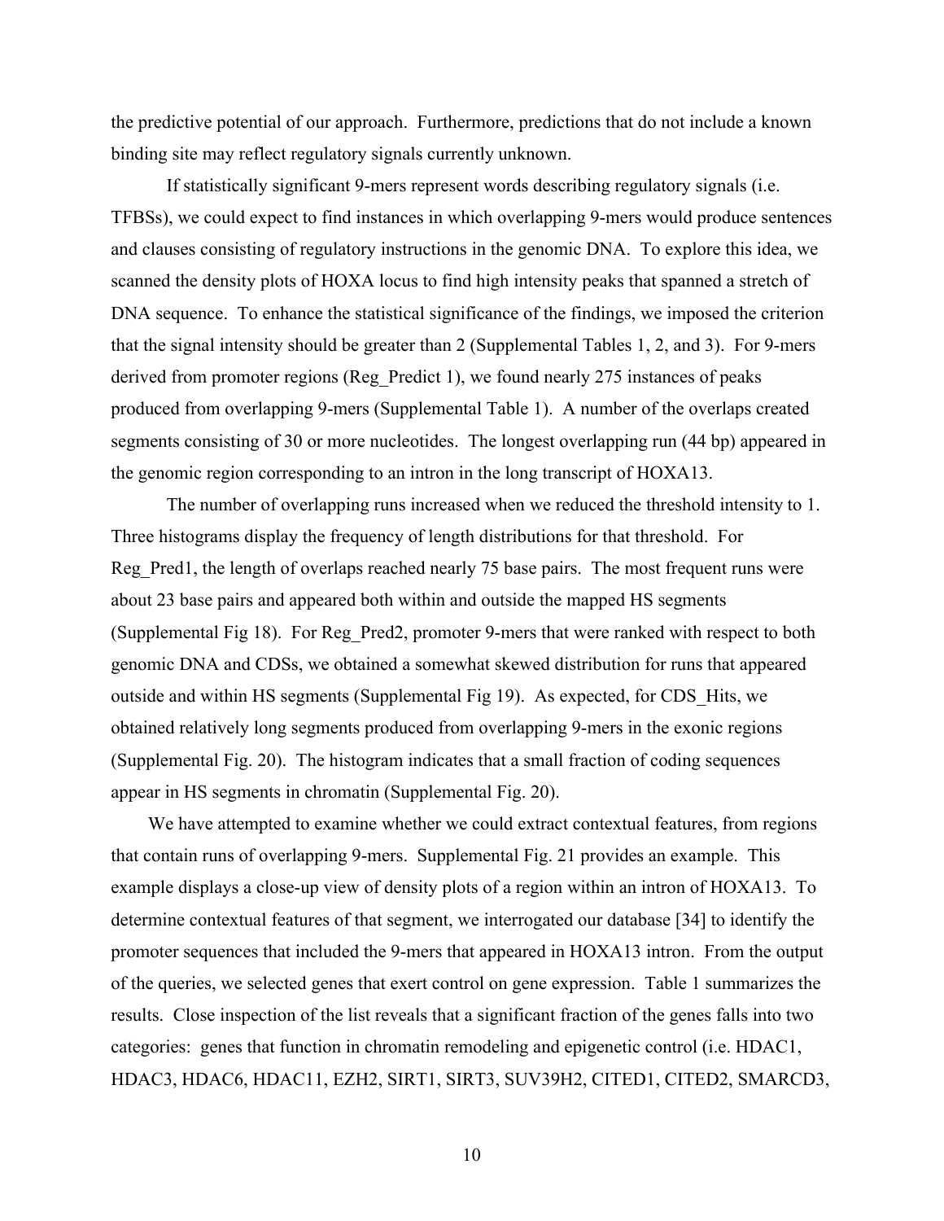the predictive potential of our approach. Furthermore, predictions that do not include a known binding site may reflect regulatory signals currently unknown.

If statistically significant 9-mers represent words describing regulatory signals (i.e. TFBSs), we could expect to find instances in which overlapping 9-mers would produce sentences and clauses consisting of regulatory instructions in the genomic DNA. To explore this idea, we scanned the density plots of HOXA locus to find high intensity peaks that spanned a stretch of DNA sequence. To enhance the statistical significance of the findings, we imposed the criterion that the signal intensity should be greater than 2 (Supplemental Tables 1, 2, and 3). For 9-mers derived from promoter regions (Reg_Predict 1), we found nearly 275 instances of peaks produced from overlapping 9-mers (Supplemental Table 1). A number of the overlaps created segments consisting of 30 or more nucleotides. The longest overlapping run (44 bp) appeared in the genomic region corresponding to an intron in the long transcript of HOXA13.

The number of overlapping runs increased when we reduced the threshold intensity to 1. Three histograms display the frequency of length distributions for that threshold. For Reg_Pred1, the length of overlaps reached nearly 75 base pairs. The most frequent runs were about 23 base pairs and appeared both within and outside the mapped HS segments (Supplemental Fig 18). For Reg_Pred2, promoter 9-mers that were ranked with respect to both genomic DNA and CDSs, we obtained a somewhat skewed distribution for runs that appeared outside and within HS segments (Supplemental Fig 19). As expected, for CDS_Hits, we obtained relatively long segments produced from overlapping 9-mers in the exonic regions (Supplemental Fig. 20). The histogram indicates that a small fraction of coding sequences appear in HS segments in chromatin (Supplemental Fig. 20).

We have attempted to examine whether we could extract contextual features, from regions that contain runs of overlapping 9-mers. Supplemental Fig. 21 provides an example. This example displays a close-up view of density plots of a region within an intron of HOXA13. To determine contextual features of that segment, we interrogated our database [34] to identify the promoter sequences that included the 9-mers that appeared in HOXA13 intron. From the output of the queries, we selected genes that exert control on gene expression. Table 1 summarizes the results. Close inspection of the list reveals that a significant fraction of the genes falls into two categories: genes that function in chromatin remodeling and epigenetic control (i.e. HDAC1, HDAC3, HDAC6, HDAC11, EZH2, SIRT1, SIRT3, SUV39H2, CITED1, CITED2, SMARCD3,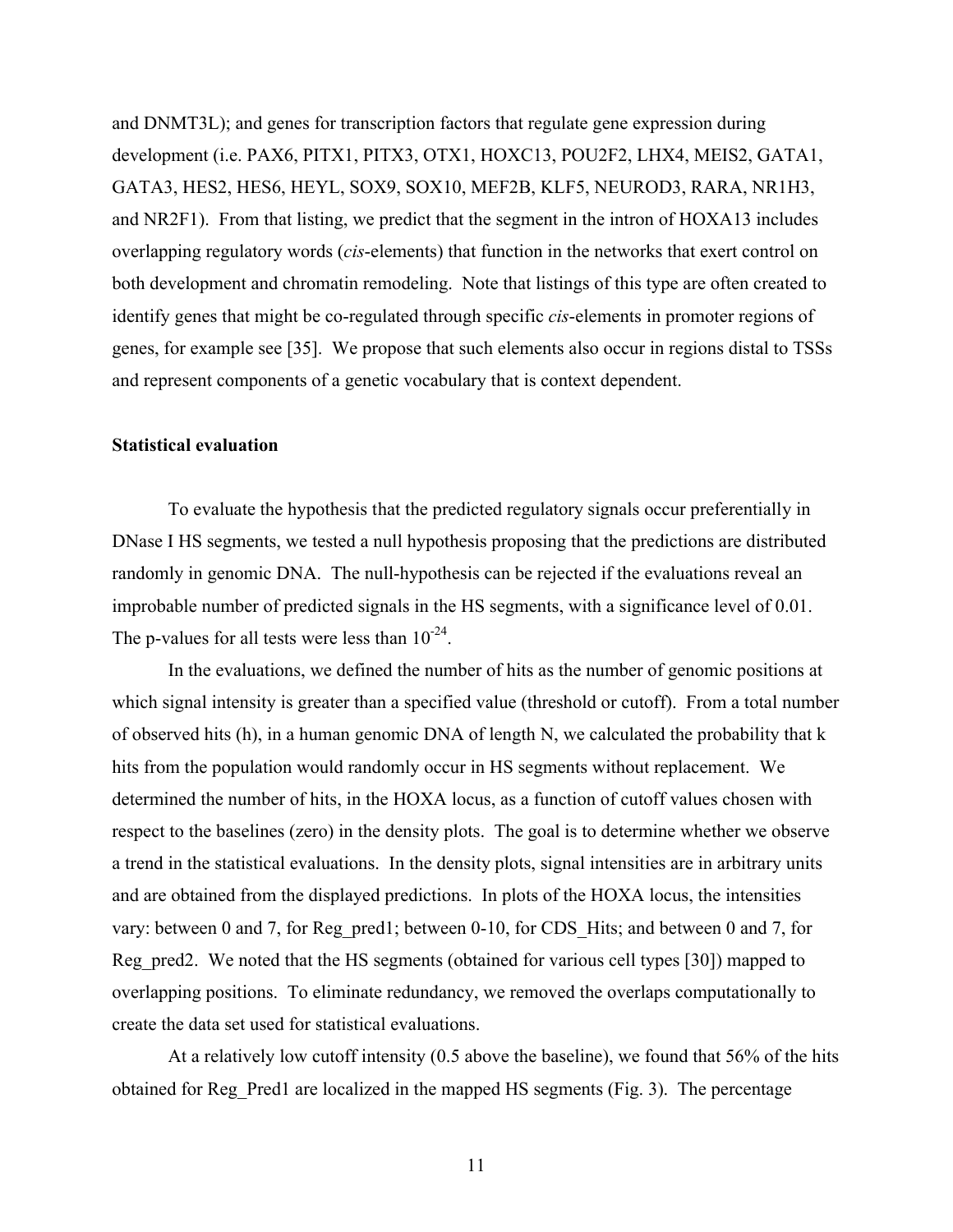and DNMT3L); and genes for transcription factors that regulate gene expression during development (i.e. PAX6, PITX1, PITX3, OTX1, HOXC13, POU2F2, LHX4, MEIS2, GATA1, GATA3, HES2, HES6, HEYL, SOX9, SOX10, MEF2B, KLF5, NEUROD3, RARA, NR1H3, and NR2F1). From that listing, we predict that the segment in the intron of HOXA13 includes overlapping regulatory words (*cis*-elements) that function in the networks that exert control on both development and chromatin remodeling. Note that listings of this type are often created to identify genes that might be co-regulated through specific *cis*-elements in promoter regions of genes, for example see [35]. We propose that such elements also occur in regions distal to TSSs and represent components of a genetic vocabulary that is context dependent.

**Statistical evaluation**

To evaluate the hypothesis that the predicted regulatory signals occur preferentially in DNase I HS segments, we tested a null hypothesis proposing that the predictions are distributed randomly in genomic DNA. The null-hypothesis can be rejected if the evaluations reveal an improbable number of predicted signals in the HS segments, with a significance level of 0.01. The p-values for all tests were less than $10^{-24}$.

In the evaluations, we defined the number of hits as the number of genomic positions at which signal intensity is greater than a specified value (threshold or cutoff). From a total number of observed hits (h), in a human genomic DNA of length N, we calculated the probability that k hits from the population would randomly occur in HS segments without replacement. We determined the number of hits, in the HOXA locus, as a function of cutoff values chosen with respect to the baselines (zero) in the density plots. The goal is to determine whether we observe a trend in the statistical evaluations. In the density plots, signal intensities are in arbitrary units and are obtained from the displayed predictions. In plots of the HOXA locus, the intensities vary: between 0 and 7, for Reg_pred1; between 0-10, for CDS_Hits; and between 0 and 7, for Reg_pred2. We noted that the HS segments (obtained for various cell types [30]) mapped to overlapping positions. To eliminate redundancy, we removed the overlaps computationally to create the data set used for statistical evaluations.

At a relatively low cutoff intensity (0.5 above the baseline), we found that 56% of the hits obtained for Reg_Pred1 are localized in the mapped HS segments (Fig. 3). The percentage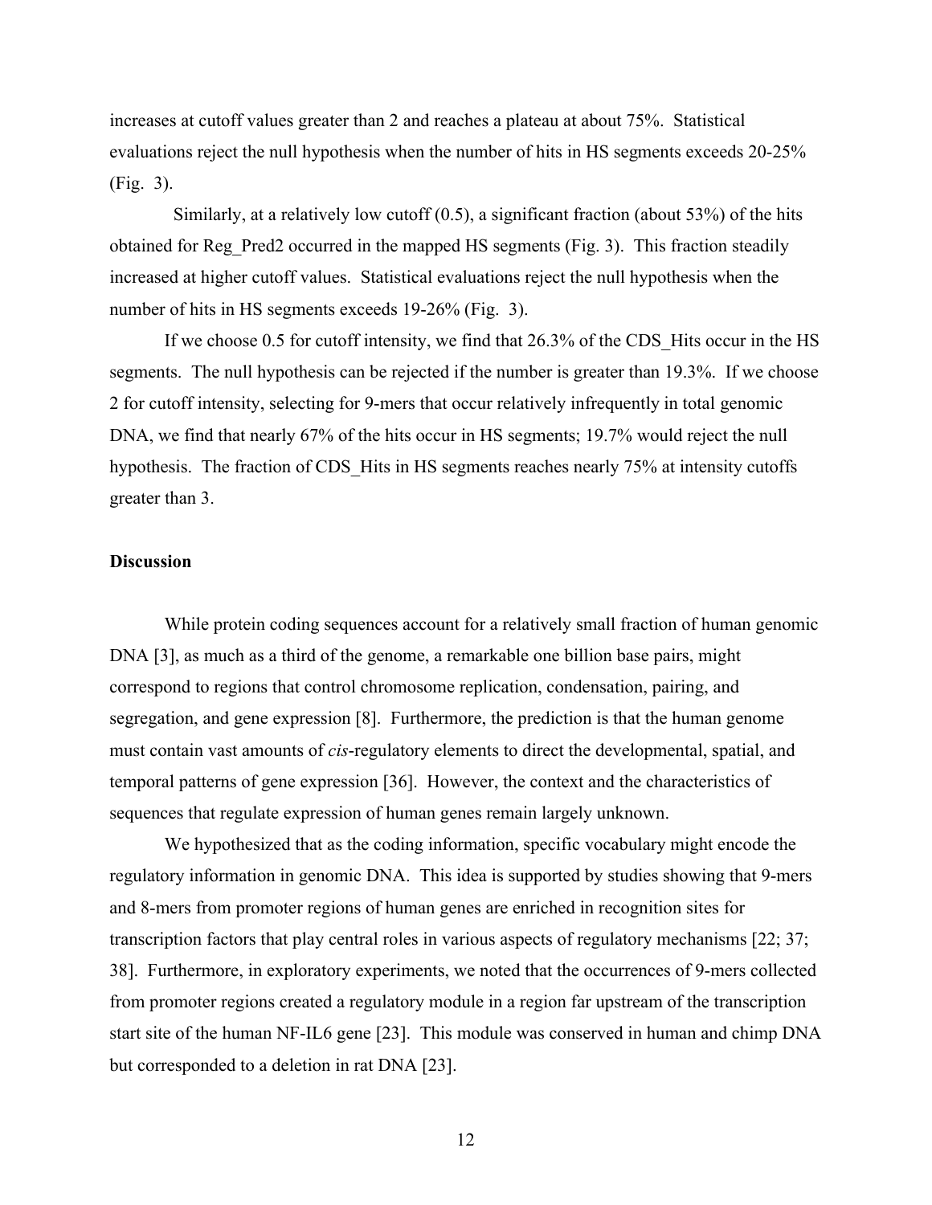increases at cutoff values greater than 2 and reaches a plateau at about 75%. Statistical evaluations reject the null hypothesis when the number of hits in HS segments exceeds 20-25% (Fig. 3).

Similarly, at a relatively low cutoff (0.5), a significant fraction (about 53%) of the hits obtained for Reg_Pred2 occurred in the mapped HS segments (Fig. 3). This fraction steadily increased at higher cutoff values. Statistical evaluations reject the null hypothesis when the number of hits in HS segments exceeds 19-26% (Fig. 3).

If we choose 0.5 for cutoff intensity, we find that 26.3% of the CDS_Hits occur in the HS segments. The null hypothesis can be rejected if the number is greater than 19.3%. If we choose 2 for cutoff intensity, selecting for 9-mers that occur relatively infrequently in total genomic DNA, we find that nearly 67% of the hits occur in HS segments; 19.7% would reject the null hypothesis. The fraction of CDS_Hits in HS segments reaches nearly 75% at intensity cutoffs greater than 3.

## Discussion

While protein coding sequences account for a relatively small fraction of human genomic DNA [3], as much as a third of the genome, a remarkable one billion base pairs, might correspond to regions that control chromosome replication, condensation, pairing, and segregation, and gene expression [8]. Furthermore, the prediction is that the human genome must contain vast amounts of *cis*-regulatory elements to direct the developmental, spatial, and temporal patterns of gene expression [36]. However, the context and the characteristics of sequences that regulate expression of human genes remain largely unknown.

We hypothesized that as the coding information, specific vocabulary might encode the regulatory information in genomic DNA. This idea is supported by studies showing that 9-mers and 8-mers from promoter regions of human genes are enriched in recognition sites for transcription factors that play central roles in various aspects of regulatory mechanisms [22; 37; 38]. Furthermore, in exploratory experiments, we noted that the occurrences of 9-mers collected from promoter regions created a regulatory module in a region far upstream of the transcription start site of the human NF-IL6 gene [23]. This module was conserved in human and chimp DNA but corresponded to a deletion in rat DNA [23].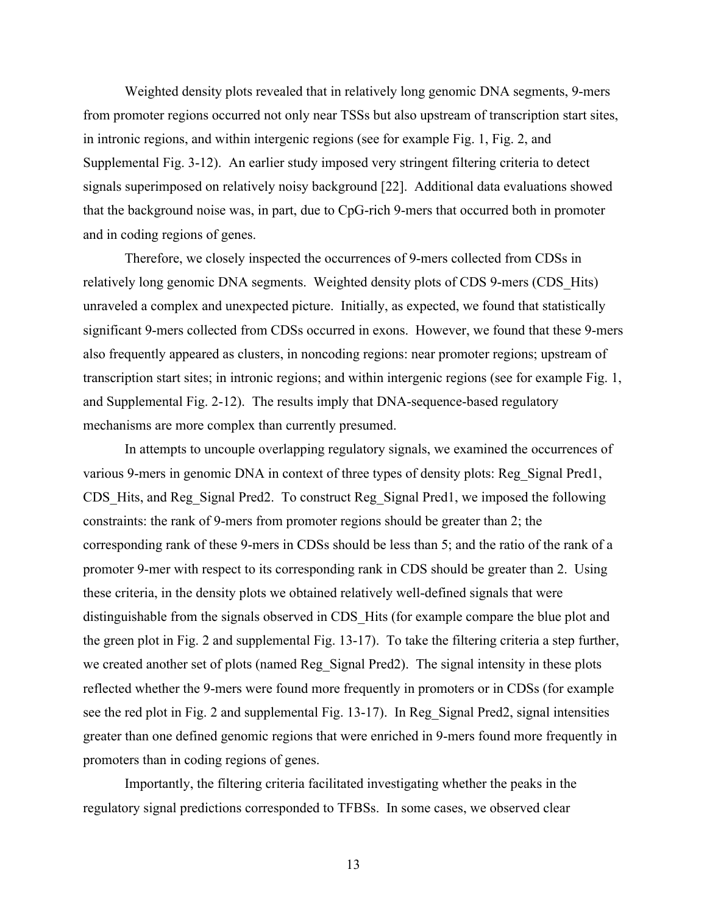Weighted density plots revealed that in relatively long genomic DNA segments, 9-mers from promoter regions occurred not only near TSSs but also upstream of transcription start sites, in intronic regions, and within intergenic regions (see for example Fig. 1, Fig. 2, and Supplemental Fig. 3-12). An earlier study imposed very stringent filtering criteria to detect signals superimposed on relatively noisy background [22]. Additional data evaluations showed that the background noise was, in part, due to CpG-rich 9-mers that occurred both in promoter and in coding regions of genes.

Therefore, we closely inspected the occurrences of 9-mers collected from CDSs in relatively long genomic DNA segments. Weighted density plots of CDS 9-mers (CDS_Hits) unraveled a complex and unexpected picture. Initially, as expected, we found that statistically significant 9-mers collected from CDSs occurred in exons. However, we found that these 9-mers also frequently appeared as clusters, in noncoding regions: near promoter regions; upstream of transcription start sites; in intronic regions; and within intergenic regions (see for example Fig. 1, and Supplemental Fig. 2-12). The results imply that DNA-sequence-based regulatory mechanisms are more complex than currently presumed.

In attempts to uncouple overlapping regulatory signals, we examined the occurrences of various 9-mers in genomic DNA in context of three types of density plots: Reg_Signal Pred1, CDS_Hits, and Reg_Signal Pred2. To construct Reg_Signal Pred1, we imposed the following constraints: the rank of 9-mers from promoter regions should be greater than 2; the corresponding rank of these 9-mers in CDSs should be less than 5; and the ratio of the rank of a promoter 9-mer with respect to its corresponding rank in CDS should be greater than 2. Using these criteria, in the density plots we obtained relatively well-defined signals that were distinguishable from the signals observed in CDS_Hits (for example compare the blue plot and the green plot in Fig. 2 and supplemental Fig. 13-17). To take the filtering criteria a step further, we created another set of plots (named Reg_Signal Pred2). The signal intensity in these plots reflected whether the 9-mers were found more frequently in promoters or in CDSs (for example see the red plot in Fig. 2 and supplemental Fig. 13-17). In Reg_Signal Pred2, signal intensities greater than one defined genomic regions that were enriched in 9-mers found more frequently in promoters than in coding regions of genes.

Importantly, the filtering criteria facilitated investigating whether the peaks in the regulatory signal predictions corresponded to TFBSs. In some cases, we observed clear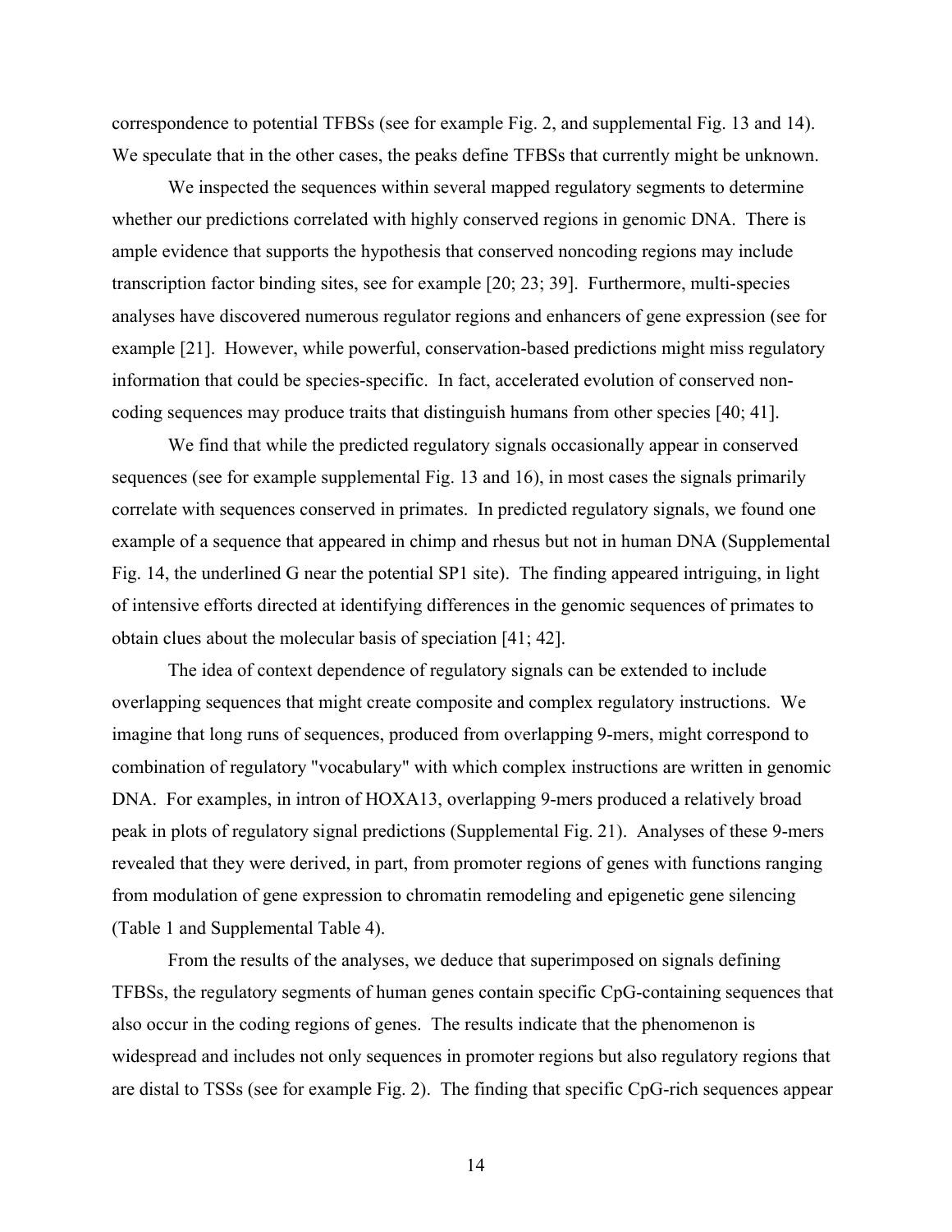correspondence to potential TFBSs (see for example Fig. 2, and supplemental Fig. 13 and 14). We speculate that in the other cases, the peaks define TFBSs that currently might be unknown.

We inspected the sequences within several mapped regulatory segments to determine whether our predictions correlated with highly conserved regions in genomic DNA. There is ample evidence that supports the hypothesis that conserved noncoding regions may include transcription factor binding sites, see for example [20; 23; 39]. Furthermore, multi-species analyses have discovered numerous regulator regions and enhancers of gene expression (see for example [21]. However, while powerful, conservation-based predictions might miss regulatory information that could be species-specific. In fact, accelerated evolution of conserved non-coding sequences may produce traits that distinguish humans from other species [40; 41].

We find that while the predicted regulatory signals occasionally appear in conserved sequences (see for example supplemental Fig. 13 and 16), in most cases the signals primarily correlate with sequences conserved in primates. In predicted regulatory signals, we found one example of a sequence that appeared in chimp and rhesus but not in human DNA (Supplemental Fig. 14, the underlined G near the potential SP1 site). The finding appeared intriguing, in light of intensive efforts directed at identifying differences in the genomic sequences of primates to obtain clues about the molecular basis of speciation [41; 42].

The idea of context dependence of regulatory signals can be extended to include overlapping sequences that might create composite and complex regulatory instructions. We imagine that long runs of sequences, produced from overlapping 9-mers, might correspond to combination of regulatory "vocabulary" with which complex instructions are written in genomic DNA. For examples, in intron of HOXA13, overlapping 9-mers produced a relatively broad peak in plots of regulatory signal predictions (Supplemental Fig. 21). Analyses of these 9-mers revealed that they were derived, in part, from promoter regions of genes with functions ranging from modulation of gene expression to chromatin remodeling and epigenetic gene silencing (Table 1 and Supplemental Table 4).

From the results of the analyses, we deduce that superimposed on signals defining TFBSs, the regulatory segments of human genes contain specific CpG-containing sequences that also occur in the coding regions of genes. The results indicate that the phenomenon is widespread and includes not only sequences in promoter regions but also regulatory regions that are distal to TSSs (see for example Fig. 2). The finding that specific CpG-rich sequences appear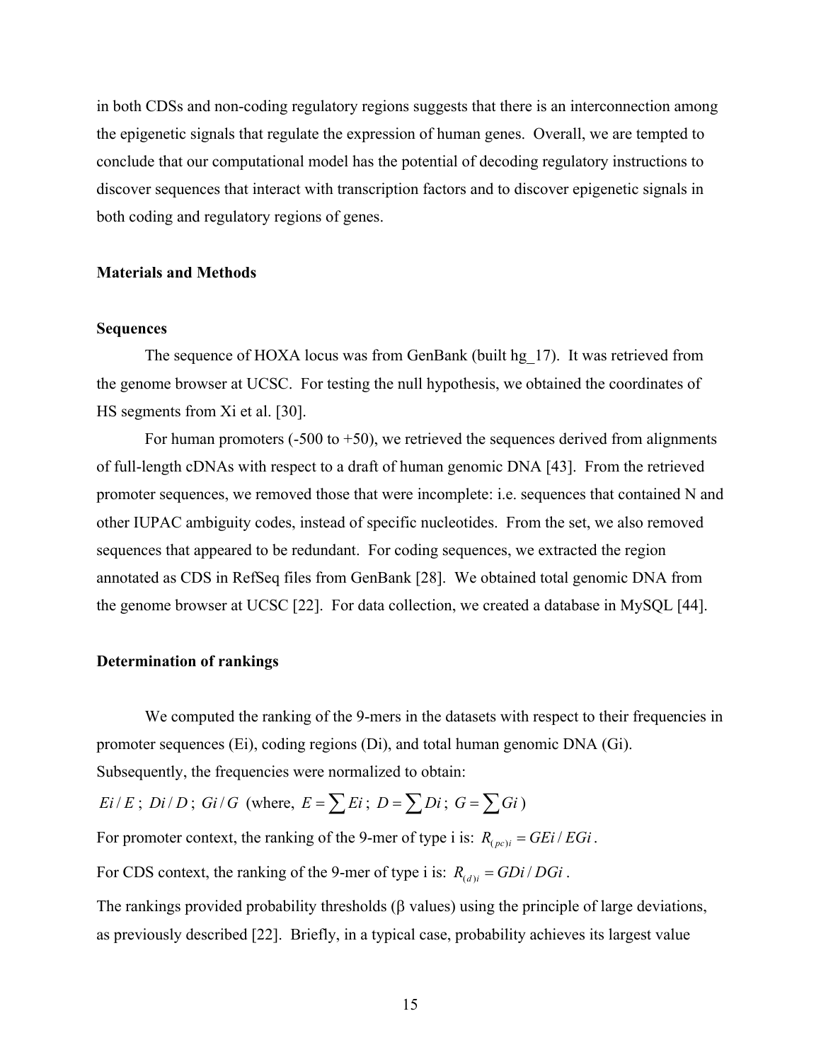in both CDSs and non-coding regulatory regions suggests that there is an interconnection among the epigenetic signals that regulate the expression of human genes. Overall, we are tempted to conclude that our computational model has the potential of decoding regulatory instructions to discover sequences that interact with transcription factors and to discover epigenetic signals in both coding and regulatory regions of genes.

## Materials and Methods

### Sequences

The sequence of HOXA locus was from GenBank (built hg_17). It was retrieved from the genome browser at UCSC. For testing the null hypothesis, we obtained the coordinates of HS segments from Xi et al. [30].

For human promoters (-500 to +50), we retrieved the sequences derived from alignments of full-length cDNAs with respect to a draft of human genomic DNA [43]. From the retrieved promoter sequences, we removed those that were incomplete: i.e. sequences that contained N and other IUPAC ambiguity codes, instead of specific nucleotides. From the set, we also removed sequences that appeared to be redundant. For coding sequences, we extracted the region annotated as CDS in RefSeq files from GenBank [28]. We obtained total genomic DNA from the genome browser at UCSC [22]. For data collection, we created a database in MySQL [44].

### Determination of rankings

We computed the ranking of the 9-mers in the datasets with respect to their frequencies in promoter sequences (Ei), coding regions (Di), and total human genomic DNA (Gi). Subsequently, the frequencies were normalized to obtain:

$Ei/E$ ; $Di/D$ ; $Gi/G$ (where, $E = \sum Ei$ ; $D = \sum Di$ ; $G = \sum Gi$ )

For promoter context, the ranking of the 9-mer of type i is: $R_{(pc)i} = GEi/EGi$.

For CDS context, the ranking of the 9-mer of type i is: $R_{(d)i} = GDi/DGi$.

The rankings provided probability thresholds (β values) using the principle of large deviations, as previously described [22]. Briefly, in a typical case, probability achieves its largest value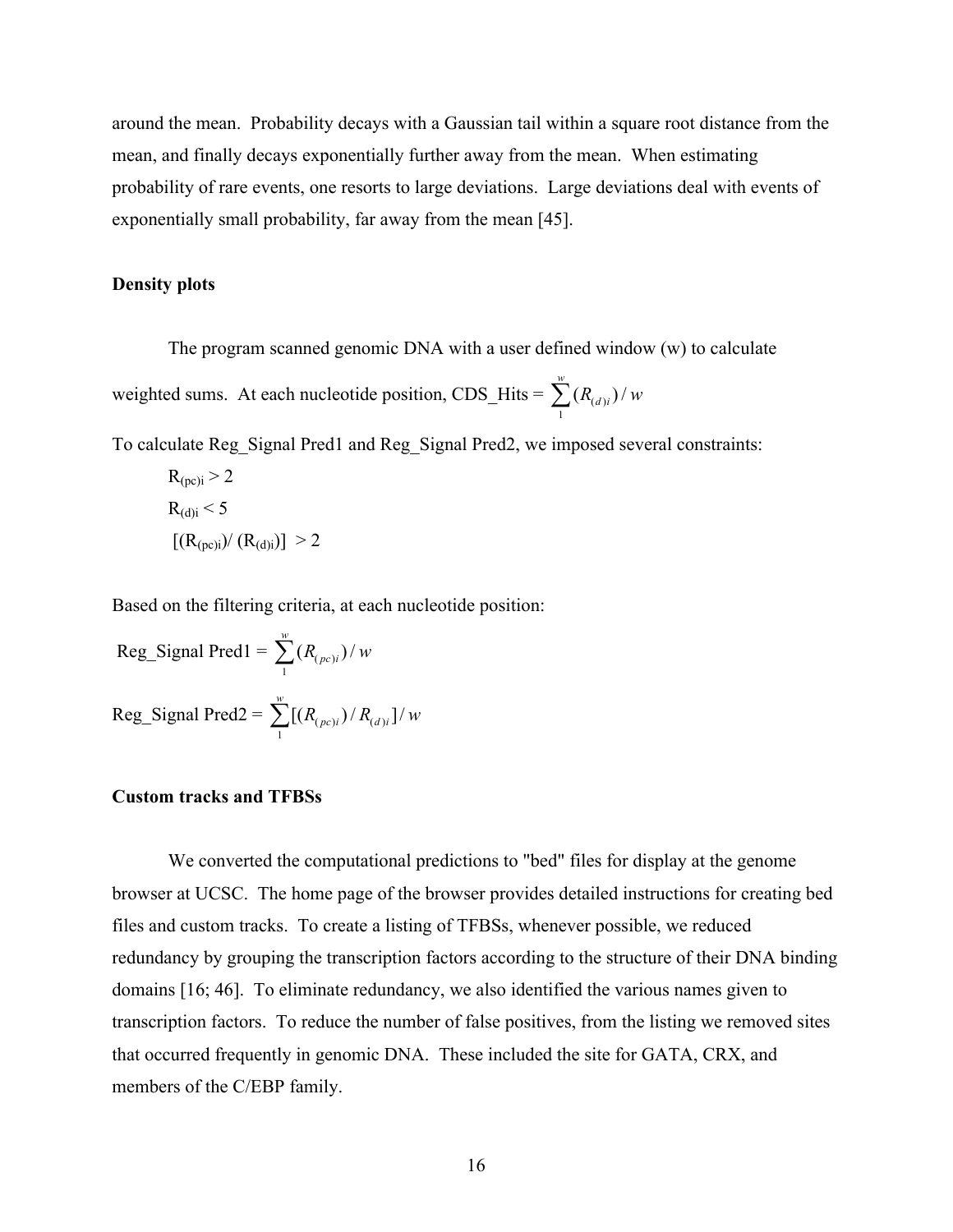around the mean. Probability decays with a Gaussian tail within a square root distance from the mean, and finally decays exponentially further away from the mean. When estimating probability of rare events, one resorts to large deviations. Large deviations deal with events of exponentially small probability, far away from the mean [45].

### Density plots

The program scanned genomic DNA with a user defined window (w) to calculate weighted sums. At each nucleotide position, CDS_Hits = $\sum_{1}^{w} (R_{(d)i}) / w$

To calculate Reg_Signal Pred1 and Reg_Signal Pred2, we imposed several constraints:

$R_{(pc)i} > 2$

$R_{(d)i} < 5$

$[(R_{(pc)i}) / (R_{(d)i})] > 2$

Based on the filtering criteria, at each nucleotide position:

Reg_Signal Pred1 = $\sum_{1}^{w} (R_{(pc)i}) / w$

Reg_Signal Pred2 = $\sum_{1}^{w} [(R_{(pc)i}) / R_{(d)i}] / w$

### Custom tracks and TFBSs

We converted the computational predictions to "bed" files for display at the genome browser at UCSC. The home page of the browser provides detailed instructions for creating bed files and custom tracks. To create a listing of TFBSs, whenever possible, we reduced redundancy by grouping the transcription factors according to the structure of their DNA binding domains [16; 46]. To eliminate redundancy, we also identified the various names given to transcription factors. To reduce the number of false positives, from the listing we removed sites that occurred frequently in genomic DNA. These included the site for GATA, CRX, and members of the C/EBP family.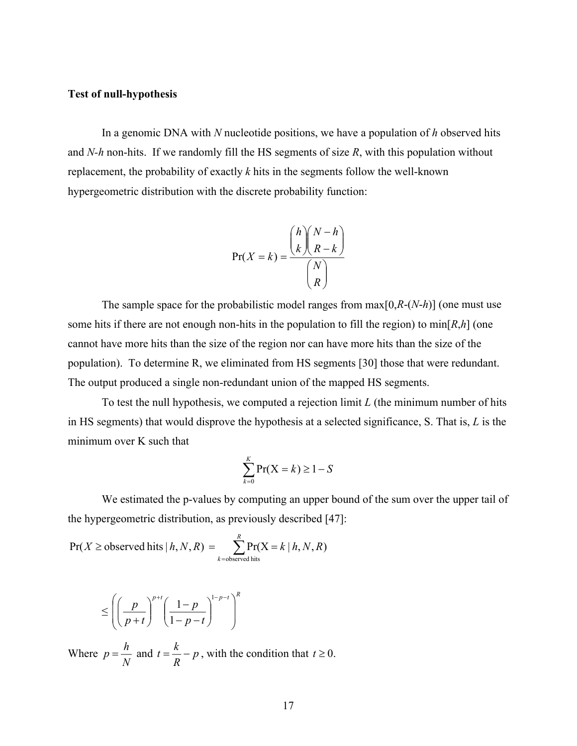**Test of null-hypothesis**

In a genomic DNA with $N$ nucleotide positions, we have a population of $h$ observed hits and $N$-$h$ non-hits. If we randomly fill the HS segments of size $R$, with this population without replacement, the probability of exactly $k$ hits in the segments follow the well-known hypergeometric distribution with the discrete probability function:

$$\Pr(X = k) = \frac{\binom{h}{k}\binom{N-h}{R-k}}{\binom{N}{R}}$$

The sample space for the probabilistic model ranges from max[0,$R$-($N$-$h$)] (one must use some hits if there are not enough non-hits in the population to fill the region) to min[$R$,$h$] (one cannot have more hits than the size of the region nor can have more hits than the size of the population). To determine R, we eliminated from HS segments [30] those that were redundant. The output produced a single non-redundant union of the mapped HS segments.

To test the null hypothesis, we computed a rejection limit $L$ (the minimum number of hits in HS segments) that would disprove the hypothesis at a selected significance, S. That is, $L$ is the minimum over K such that

$$\sum_{k=0}^{K} \Pr(\mathrm{X} = k) \geq 1 - S$$

We estimated the p-values by computing an upper bound of the sum over the upper tail of the hypergeometric distribution, as previously described [47]:

$$\Pr(X \geq \text{observed hits} \mid h, N, R) = \sum_{k=\text{observed hits}}^{R} \Pr(\mathrm{X} = k \mid h, N, R)$$

$$\leq \left( \left(\frac{p}{p+t}\right)^{p+t} \left(\frac{1-p}{1-p-t}\right)^{1-p-t} \right)^{R}$$

Where $p = \frac{h}{N}$ and $t = \frac{k}{R} - p$, with the condition that $t \geq 0$.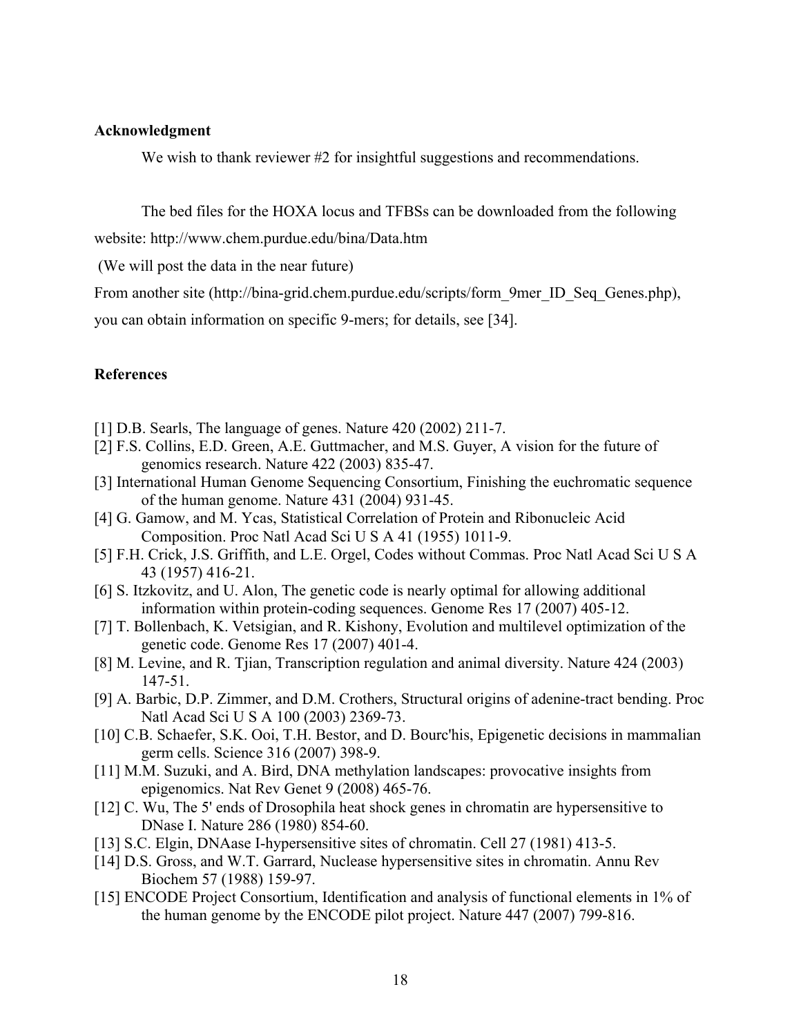**Acknowledgment**

We wish to thank reviewer #2 for insightful suggestions and recommendations.

The bed files for the HOXA locus and TFBSs can be downloaded from the following website: http://www.chem.purdue.edu/bina/Data.htm

(We will post the data in the near future)

From another site (http://bina-grid.chem.purdue.edu/scripts/form_9mer_ID_Seq_Genes.php), you can obtain information on specific 9-mers; for details, see [34].

**References**

[1] D.B. Searls, The language of genes. Nature 420 (2002) 211-7.

[2] F.S. Collins, E.D. Green, A.E. Guttmacher, and M.S. Guyer, A vision for the future of genomics research. Nature 422 (2003) 835-47.

[3] International Human Genome Sequencing Consortium, Finishing the euchromatic sequence of the human genome. Nature 431 (2004) 931-45.

[4] G. Gamow, and M. Ycas, Statistical Correlation of Protein and Ribonucleic Acid Composition. Proc Natl Acad Sci U S A 41 (1955) 1011-9.

[5] F.H. Crick, J.S. Griffith, and L.E. Orgel, Codes without Commas. Proc Natl Acad Sci U S A 43 (1957) 416-21.

[6] S. Itzkovitz, and U. Alon, The genetic code is nearly optimal for allowing additional information within protein-coding sequences. Genome Res 17 (2007) 405-12.

[7] T. Bollenbach, K. Vetsigian, and R. Kishony, Evolution and multilevel optimization of the genetic code. Genome Res 17 (2007) 401-4.

[8] M. Levine, and R. Tjian, Transcription regulation and animal diversity. Nature 424 (2003) 147-51.

[9] A. Barbic, D.P. Zimmer, and D.M. Crothers, Structural origins of adenine-tract bending. Proc Natl Acad Sci U S A 100 (2003) 2369-73.

[10] C.B. Schaefer, S.K. Ooi, T.H. Bestor, and D. Bourc'his, Epigenetic decisions in mammalian germ cells. Science 316 (2007) 398-9.

[11] M.M. Suzuki, and A. Bird, DNA methylation landscapes: provocative insights from epigenomics. Nat Rev Genet 9 (2008) 465-76.

[12] C. Wu, The 5' ends of Drosophila heat shock genes in chromatin are hypersensitive to DNase I. Nature 286 (1980) 854-60.

[13] S.C. Elgin, DNAase I-hypersensitive sites of chromatin. Cell 27 (1981) 413-5.

[14] D.S. Gross, and W.T. Garrard, Nuclease hypersensitive sites in chromatin. Annu Rev Biochem 57 (1988) 159-97.

[15] ENCODE Project Consortium, Identification and analysis of functional elements in 1% of the human genome by the ENCODE pilot project. Nature 447 (2007) 799-816.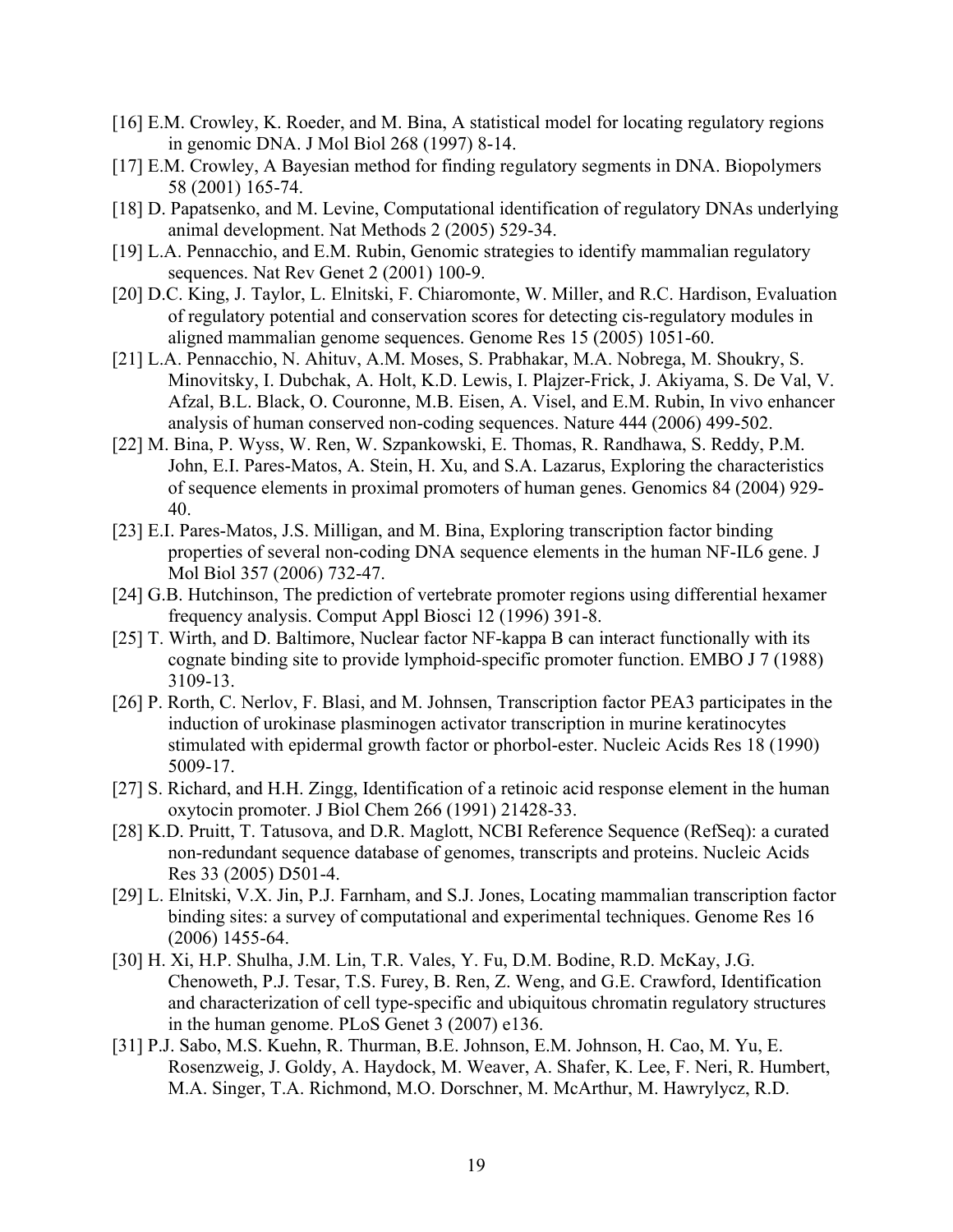[16] E.M. Crowley, K. Roeder, and M. Bina, A statistical model for locating regulatory regions in genomic DNA. J Mol Biol 268 (1997) 8-14.

[17] E.M. Crowley, A Bayesian method for finding regulatory segments in DNA. Biopolymers 58 (2001) 165-74.

[18] D. Papatsenko, and M. Levine, Computational identification of regulatory DNAs underlying animal development. Nat Methods 2 (2005) 529-34.

[19] L.A. Pennacchio, and E.M. Rubin, Genomic strategies to identify mammalian regulatory sequences. Nat Rev Genet 2 (2001) 100-9.

[20] D.C. King, J. Taylor, L. Elnitski, F. Chiaromonte, W. Miller, and R.C. Hardison, Evaluation of regulatory potential and conservation scores for detecting cis-regulatory modules in aligned mammalian genome sequences. Genome Res 15 (2005) 1051-60.

[21] L.A. Pennacchio, N. Ahituv, A.M. Moses, S. Prabhakar, M.A. Nobrega, M. Shoukry, S. Minovitsky, I. Dubchak, A. Holt, K.D. Lewis, I. Plajzer-Frick, J. Akiyama, S. De Val, V. Afzal, B.L. Black, O. Couronne, M.B. Eisen, A. Visel, and E.M. Rubin, In vivo enhancer analysis of human conserved non-coding sequences. Nature 444 (2006) 499-502.

[22] M. Bina, P. Wyss, W. Ren, W. Szpankowski, E. Thomas, R. Randhawa, S. Reddy, P.M. John, E.I. Pares-Matos, A. Stein, H. Xu, and S.A. Lazarus, Exploring the characteristics of sequence elements in proximal promoters of human genes. Genomics 84 (2004) 929-40.

[23] E.I. Pares-Matos, J.S. Milligan, and M. Bina, Exploring transcription factor binding properties of several non-coding DNA sequence elements in the human NF-IL6 gene. J Mol Biol 357 (2006) 732-47.

[24] G.B. Hutchinson, The prediction of vertebrate promoter regions using differential hexamer frequency analysis. Comput Appl Biosci 12 (1996) 391-8.

[25] T. Wirth, and D. Baltimore, Nuclear factor NF-kappa B can interact functionally with its cognate binding site to provide lymphoid-specific promoter function. EMBO J 7 (1988) 3109-13.

[26] P. Rorth, C. Nerlov, F. Blasi, and M. Johnsen, Transcription factor PEA3 participates in the induction of urokinase plasminogen activator transcription in murine keratinocytes stimulated with epidermal growth factor or phorbol-ester. Nucleic Acids Res 18 (1990) 5009-17.

[27] S. Richard, and H.H. Zingg, Identification of a retinoic acid response element in the human oxytocin promoter. J Biol Chem 266 (1991) 21428-33.

[28] K.D. Pruitt, T. Tatusova, and D.R. Maglott, NCBI Reference Sequence (RefSeq): a curated non-redundant sequence database of genomes, transcripts and proteins. Nucleic Acids Res 33 (2005) D501-4.

[29] L. Elnitski, V.X. Jin, P.J. Farnham, and S.J. Jones, Locating mammalian transcription factor binding sites: a survey of computational and experimental techniques. Genome Res 16 (2006) 1455-64.

[30] H. Xi, H.P. Shulha, J.M. Lin, T.R. Vales, Y. Fu, D.M. Bodine, R.D. McKay, J.G. Chenoweth, P.J. Tesar, T.S. Furey, B. Ren, Z. Weng, and G.E. Crawford, Identification and characterization of cell type-specific and ubiquitous chromatin regulatory structures in the human genome. PLoS Genet 3 (2007) e136.

[31] P.J. Sabo, M.S. Kuehn, R. Thurman, B.E. Johnson, E.M. Johnson, H. Cao, M. Yu, E. Rosenzweig, J. Goldy, A. Haydock, M. Weaver, A. Shafer, K. Lee, F. Neri, R. Humbert, M.A. Singer, T.A. Richmond, M.O. Dorschner, M. McArthur, M. Hawrylycz, R.D.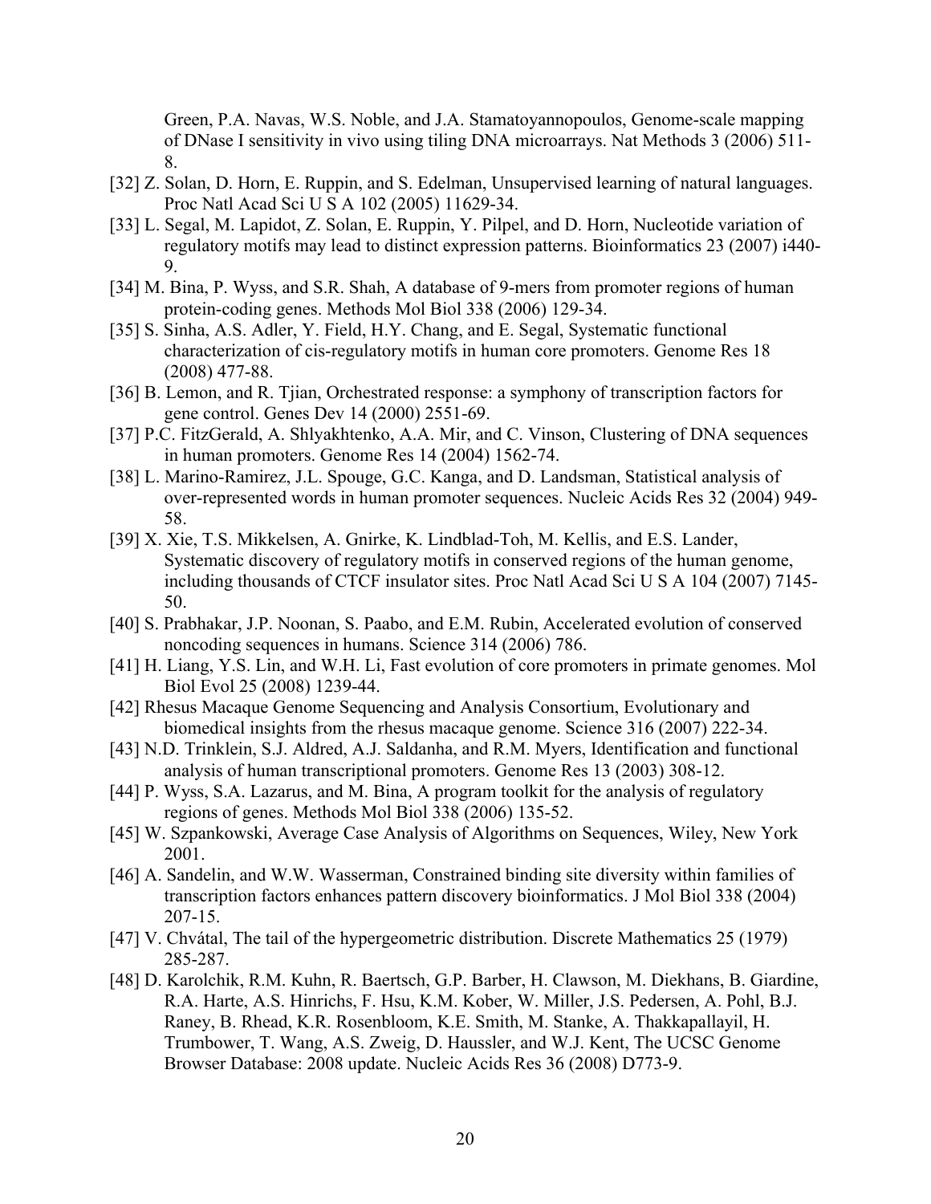Green, P.A. Navas, W.S. Noble, and J.A. Stamatoyannopoulos, Genome-scale mapping of DNase I sensitivity in vivo using tiling DNA microarrays. Nat Methods 3 (2006) 511-8.

[32] Z. Solan, D. Horn, E. Ruppin, and S. Edelman, Unsupervised learning of natural languages. Proc Natl Acad Sci U S A 102 (2005) 11629-34.

[33] L. Segal, M. Lapidot, Z. Solan, E. Ruppin, Y. Pilpel, and D. Horn, Nucleotide variation of regulatory motifs may lead to distinct expression patterns. Bioinformatics 23 (2007) i440-9.

[34] M. Bina, P. Wyss, and S.R. Shah, A database of 9-mers from promoter regions of human protein-coding genes. Methods Mol Biol 338 (2006) 129-34.

[35] S. Sinha, A.S. Adler, Y. Field, H.Y. Chang, and E. Segal, Systematic functional characterization of cis-regulatory motifs in human core promoters. Genome Res 18 (2008) 477-88.

[36] B. Lemon, and R. Tjian, Orchestrated response: a symphony of transcription factors for gene control. Genes Dev 14 (2000) 2551-69.

[37] P.C. FitzGerald, A. Shlyakhtenko, A.A. Mir, and C. Vinson, Clustering of DNA sequences in human promoters. Genome Res 14 (2004) 1562-74.

[38] L. Marino-Ramirez, J.L. Spouge, G.C. Kanga, and D. Landsman, Statistical analysis of over-represented words in human promoter sequences. Nucleic Acids Res 32 (2004) 949-58.

[39] X. Xie, T.S. Mikkelsen, A. Gnirke, K. Lindblad-Toh, M. Kellis, and E.S. Lander, Systematic discovery of regulatory motifs in conserved regions of the human genome, including thousands of CTCF insulator sites. Proc Natl Acad Sci U S A 104 (2007) 7145-50.

[40] S. Prabhakar, J.P. Noonan, S. Paabo, and E.M. Rubin, Accelerated evolution of conserved noncoding sequences in humans. Science 314 (2006) 786.

[41] H. Liang, Y.S. Lin, and W.H. Li, Fast evolution of core promoters in primate genomes. Mol Biol Evol 25 (2008) 1239-44.

[42] Rhesus Macaque Genome Sequencing and Analysis Consortium, Evolutionary and biomedical insights from the rhesus macaque genome. Science 316 (2007) 222-34.

[43] N.D. Trinklein, S.J. Aldred, A.J. Saldanha, and R.M. Myers, Identification and functional analysis of human transcriptional promoters. Genome Res 13 (2003) 308-12.

[44] P. Wyss, S.A. Lazarus, and M. Bina, A program toolkit for the analysis of regulatory regions of genes. Methods Mol Biol 338 (2006) 135-52.

[45] W. Szpankowski, Average Case Analysis of Algorithms on Sequences, Wiley, New York 2001.

[46] A. Sandelin, and W.W. Wasserman, Constrained binding site diversity within families of transcription factors enhances pattern discovery bioinformatics. J Mol Biol 338 (2004) 207-15.

[47] V. Chvátal, The tail of the hypergeometric distribution. Discrete Mathematics 25 (1979) 285-287.

[48] D. Karolchik, R.M. Kuhn, R. Baertsch, G.P. Barber, H. Clawson, M. Diekhans, B. Giardine, R.A. Harte, A.S. Hinrichs, F. Hsu, K.M. Kober, W. Miller, J.S. Pedersen, A. Pohl, B.J. Raney, B. Rhead, K.R. Rosenbloom, K.E. Smith, M. Stanke, A. Thakkapallayil, H. Trumbower, T. Wang, A.S. Zweig, D. Haussler, and W.J. Kent, The UCSC Genome Browser Database: 2008 update. Nucleic Acids Res 36 (2008) D773-9.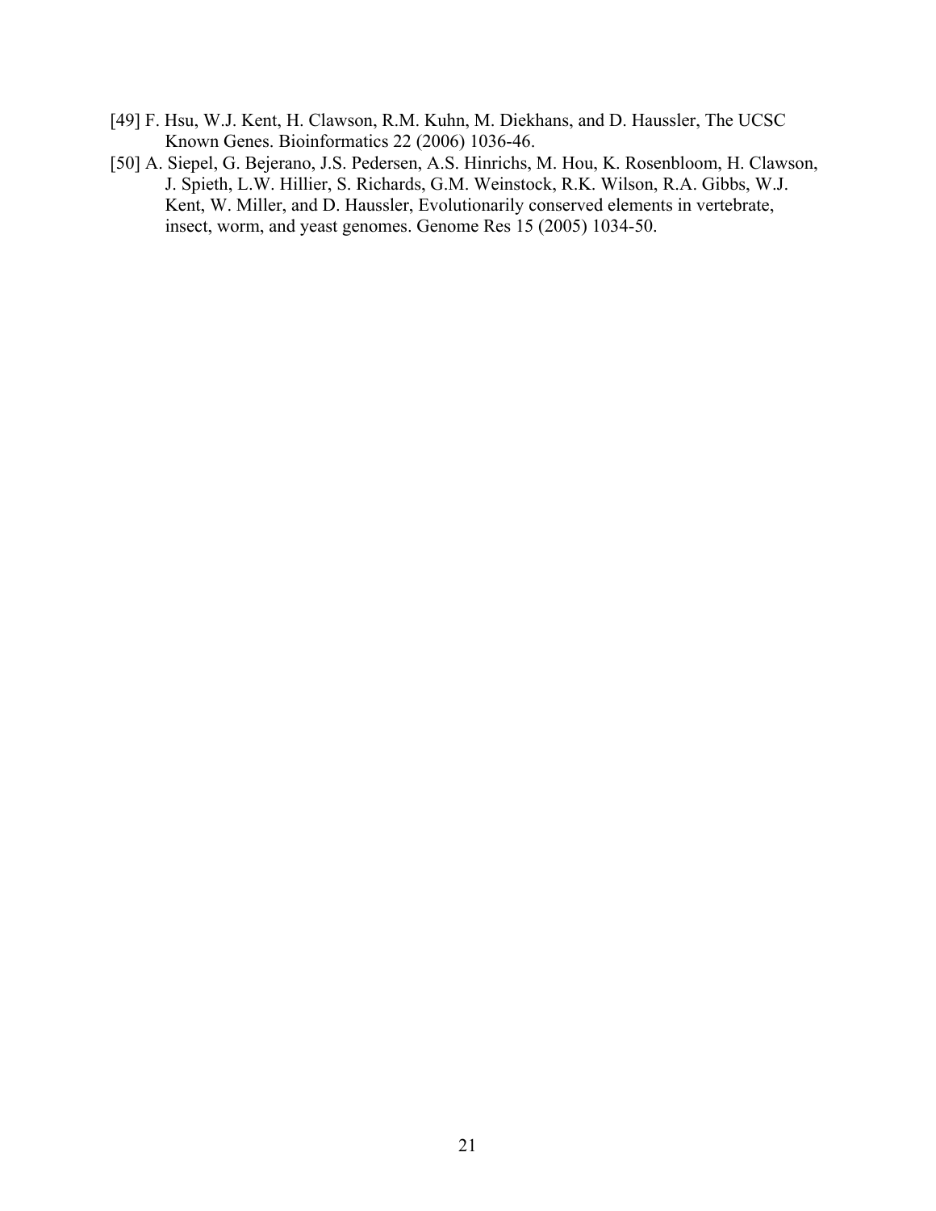[49] F. Hsu, W.J. Kent, H. Clawson, R.M. Kuhn, M. Diekhans, and D. Haussler, The UCSC Known Genes. Bioinformatics 22 (2006) 1036-46.

[50] A. Siepel, G. Bejerano, J.S. Pedersen, A.S. Hinrichs, M. Hou, K. Rosenbloom, H. Clawson, J. Spieth, L.W. Hillier, S. Richards, G.M. Weinstock, R.K. Wilson, R.A. Gibbs, W.J. Kent, W. Miller, and D. Haussler, Evolutionarily conserved elements in vertebrate, insect, worm, and yeast genomes. Genome Res 15 (2005) 1034-50.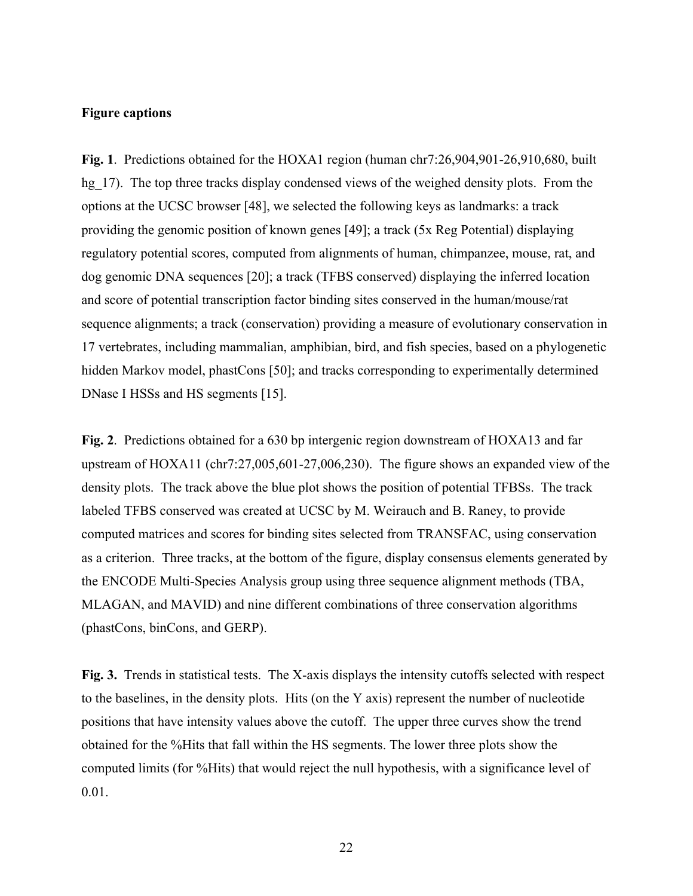**Figure captions**

**Fig. 1**. Predictions obtained for the HOXA1 region (human chr7:26,904,901-26,910,680, built hg_17). The top three tracks display condensed views of the weighed density plots. From the options at the UCSC browser [48], we selected the following keys as landmarks: a track providing the genomic position of known genes [49]; a track (5x Reg Potential) displaying regulatory potential scores, computed from alignments of human, chimpanzee, mouse, rat, and dog genomic DNA sequences [20]; a track (TFBS conserved) displaying the inferred location and score of potential transcription factor binding sites conserved in the human/mouse/rat sequence alignments; a track (conservation) providing a measure of evolutionary conservation in 17 vertebrates, including mammalian, amphibian, bird, and fish species, based on a phylogenetic hidden Markov model, phastCons [50]; and tracks corresponding to experimentally determined DNase I HSSs and HS segments [15].

**Fig. 2**. Predictions obtained for a 630 bp intergenic region downstream of HOXA13 and far upstream of HOXA11 (chr7:27,005,601-27,006,230). The figure shows an expanded view of the density plots. The track above the blue plot shows the position of potential TFBSs. The track labeled TFBS conserved was created at UCSC by M. Weirauch and B. Raney, to provide computed matrices and scores for binding sites selected from TRANSFAC, using conservation as a criterion. Three tracks, at the bottom of the figure, display consensus elements generated by the ENCODE Multi-Species Analysis group using three sequence alignment methods (TBA, MLAGAN, and MAVID) and nine different combinations of three conservation algorithms (phastCons, binCons, and GERP).

**Fig. 3.** Trends in statistical tests. The X-axis displays the intensity cutoffs selected with respect to the baselines, in the density plots. Hits (on the Y axis) represent the number of nucleotide positions that have intensity values above the cutoff. The upper three curves show the trend obtained for the %Hits that fall within the HS segments. The lower three plots show the computed limits (for %Hits) that would reject the null hypothesis, with a significance level of 0.01.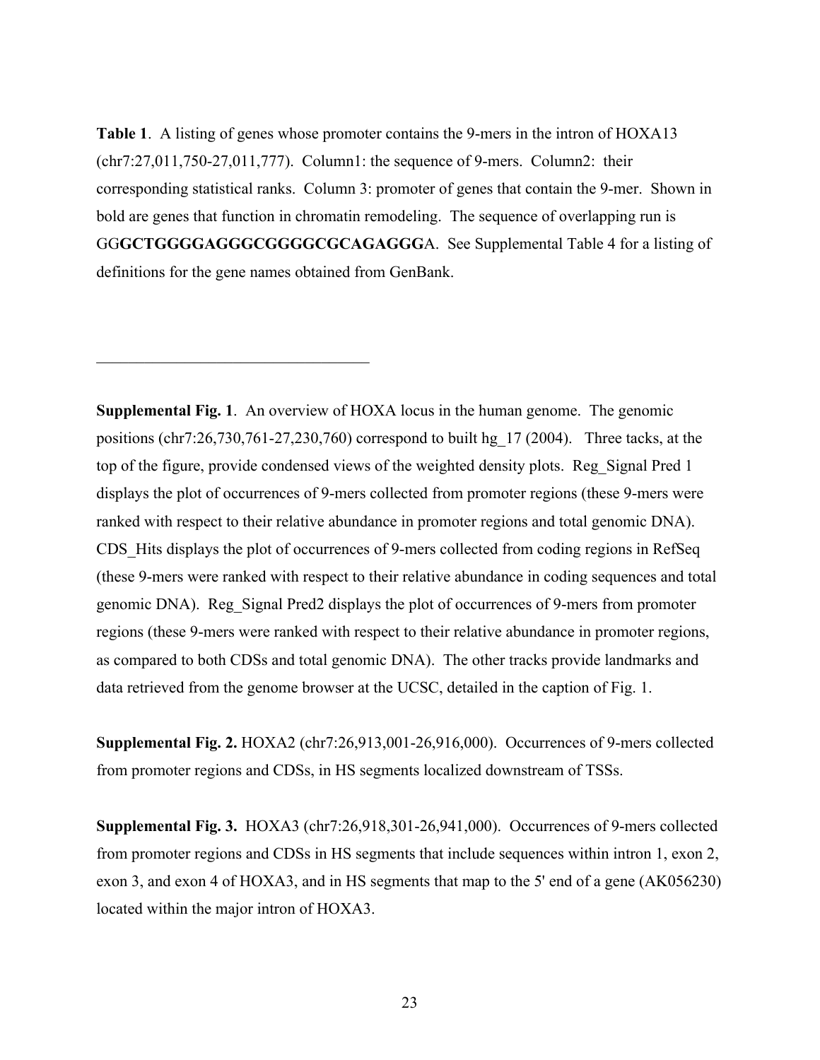**Table 1**. A listing of genes whose promoter contains the 9-mers in the intron of HOXA13 (chr7:27,011,750-27,011,777). Column1: the sequence of 9-mers. Column2: their corresponding statistical ranks. Column 3: promoter of genes that contain the 9-mer. Shown in bold are genes that function in chromatin remodeling. The sequence of overlapping run is GG**GCTGGGGAGGGCGGGGCGCAGAGGG**A. See Supplemental Table 4 for a listing of definitions for the gene names obtained from GenBank.

---

**Supplemental Fig. 1**. An overview of HOXA locus in the human genome. The genomic positions (chr7:26,730,761-27,230,760) correspond to built hg_17 (2004). Three tacks, at the top of the figure, provide condensed views of the weighted density plots. Reg_Signal Pred 1 displays the plot of occurrences of 9-mers collected from promoter regions (these 9-mers were ranked with respect to their relative abundance in promoter regions and total genomic DNA). CDS_Hits displays the plot of occurrences of 9-mers collected from coding regions in RefSeq (these 9-mers were ranked with respect to their relative abundance in coding sequences and total genomic DNA). Reg_Signal Pred2 displays the plot of occurrences of 9-mers from promoter regions (these 9-mers were ranked with respect to their relative abundance in promoter regions, as compared to both CDSs and total genomic DNA). The other tracks provide landmarks and data retrieved from the genome browser at the UCSC, detailed in the caption of Fig. 1.

**Supplemental Fig. 2.** HOXA2 (chr7:26,913,001-26,916,000). Occurrences of 9-mers collected from promoter regions and CDSs, in HS segments localized downstream of TSSs.

**Supplemental Fig. 3.** HOXA3 (chr7:26,918,301-26,941,000). Occurrences of 9-mers collected from promoter regions and CDSs in HS segments that include sequences within intron 1, exon 2, exon 3, and exon 4 of HOXA3, and in HS segments that map to the 5' end of a gene (AK056230) located within the major intron of HOXA3.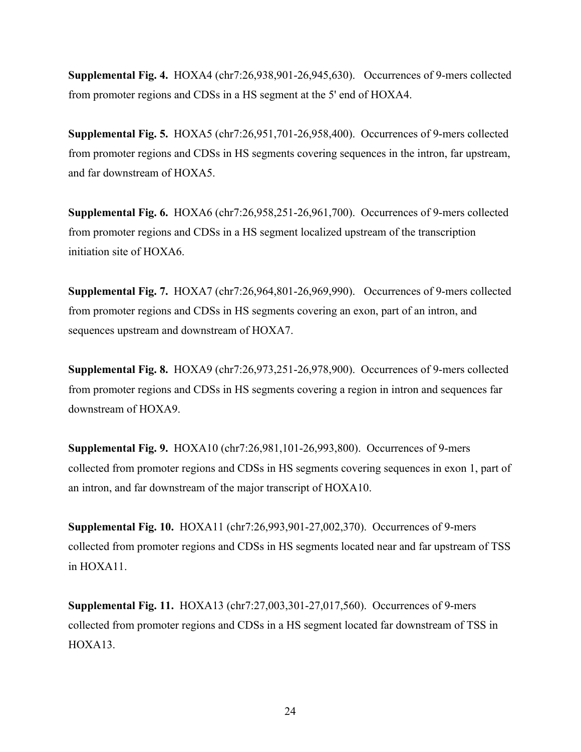**Supplemental Fig. 4.** HOXA4 (chr7:26,938,901-26,945,630). Occurrences of 9-mers collected from promoter regions and CDSs in a HS segment at the 5' end of HOXA4.

**Supplemental Fig. 5.** HOXA5 (chr7:26,951,701-26,958,400). Occurrences of 9-mers collected from promoter regions and CDSs in HS segments covering sequences in the intron, far upstream, and far downstream of HOXA5.

**Supplemental Fig. 6.** HOXA6 (chr7:26,958,251-26,961,700). Occurrences of 9-mers collected from promoter regions and CDSs in a HS segment localized upstream of the transcription initiation site of HOXA6.

**Supplemental Fig. 7.** HOXA7 (chr7:26,964,801-26,969,990). Occurrences of 9-mers collected from promoter regions and CDSs in HS segments covering an exon, part of an intron, and sequences upstream and downstream of HOXA7.

**Supplemental Fig. 8.** HOXA9 (chr7:26,973,251-26,978,900). Occurrences of 9-mers collected from promoter regions and CDSs in HS segments covering a region in intron and sequences far downstream of HOXA9.

**Supplemental Fig. 9.** HOXA10 (chr7:26,981,101-26,993,800). Occurrences of 9-mers collected from promoter regions and CDSs in HS segments covering sequences in exon 1, part of an intron, and far downstream of the major transcript of HOXA10.

**Supplemental Fig. 10.** HOXA11 (chr7:26,993,901-27,002,370). Occurrences of 9-mers collected from promoter regions and CDSs in HS segments located near and far upstream of TSS in HOXA11.

**Supplemental Fig. 11.** HOXA13 (chr7:27,003,301-27,017,560). Occurrences of 9-mers collected from promoter regions and CDSs in a HS segment located far downstream of TSS in HOXA13.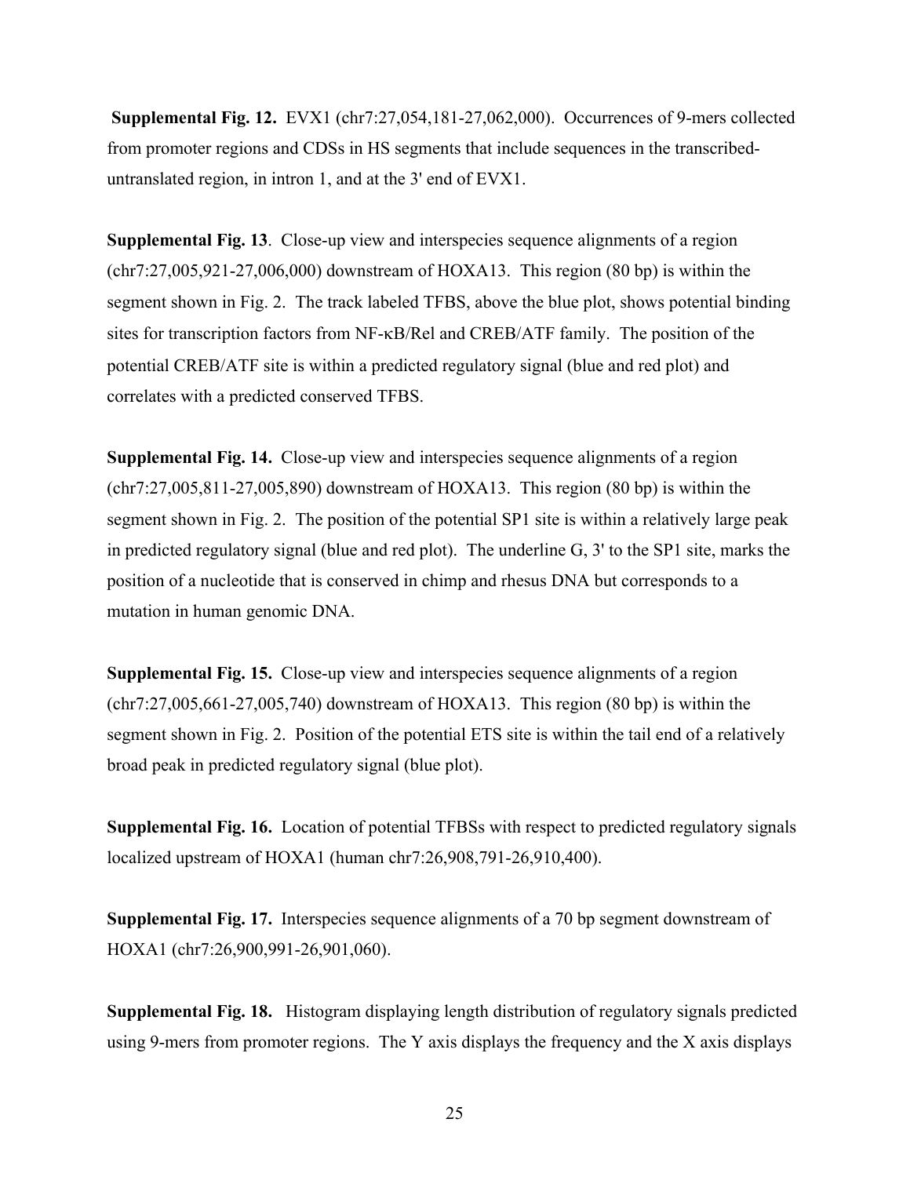**Supplemental Fig. 12.** EVX1 (chr7:27,054,181-27,062,000). Occurrences of 9-mers collected from promoter regions and CDSs in HS segments that include sequences in the transcribed-untranslated region, in intron 1, and at the 3' end of EVX1.

**Supplemental Fig. 13**. Close-up view and interspecies sequence alignments of a region (chr7:27,005,921-27,006,000) downstream of HOXA13. This region (80 bp) is within the segment shown in Fig. 2. The track labeled TFBS, above the blue plot, shows potential binding sites for transcription factors from NF-κB/Rel and CREB/ATF family. The position of the potential CREB/ATF site is within a predicted regulatory signal (blue and red plot) and correlates with a predicted conserved TFBS.

**Supplemental Fig. 14.** Close-up view and interspecies sequence alignments of a region (chr7:27,005,811-27,005,890) downstream of HOXA13. This region (80 bp) is within the segment shown in Fig. 2. The position of the potential SP1 site is within a relatively large peak in predicted regulatory signal (blue and red plot). The underline G, 3' to the SP1 site, marks the position of a nucleotide that is conserved in chimp and rhesus DNA but corresponds to a mutation in human genomic DNA.

**Supplemental Fig. 15.** Close-up view and interspecies sequence alignments of a region (chr7:27,005,661-27,005,740) downstream of HOXA13. This region (80 bp) is within the segment shown in Fig. 2. Position of the potential ETS site is within the tail end of a relatively broad peak in predicted regulatory signal (blue plot).

**Supplemental Fig. 16.** Location of potential TFBSs with respect to predicted regulatory signals localized upstream of HOXA1 (human chr7:26,908,791-26,910,400).

**Supplemental Fig. 17.** Interspecies sequence alignments of a 70 bp segment downstream of HOXA1 (chr7:26,900,991-26,901,060).

**Supplemental Fig. 18.** Histogram displaying length distribution of regulatory signals predicted using 9-mers from promoter regions. The Y axis displays the frequency and the X axis displays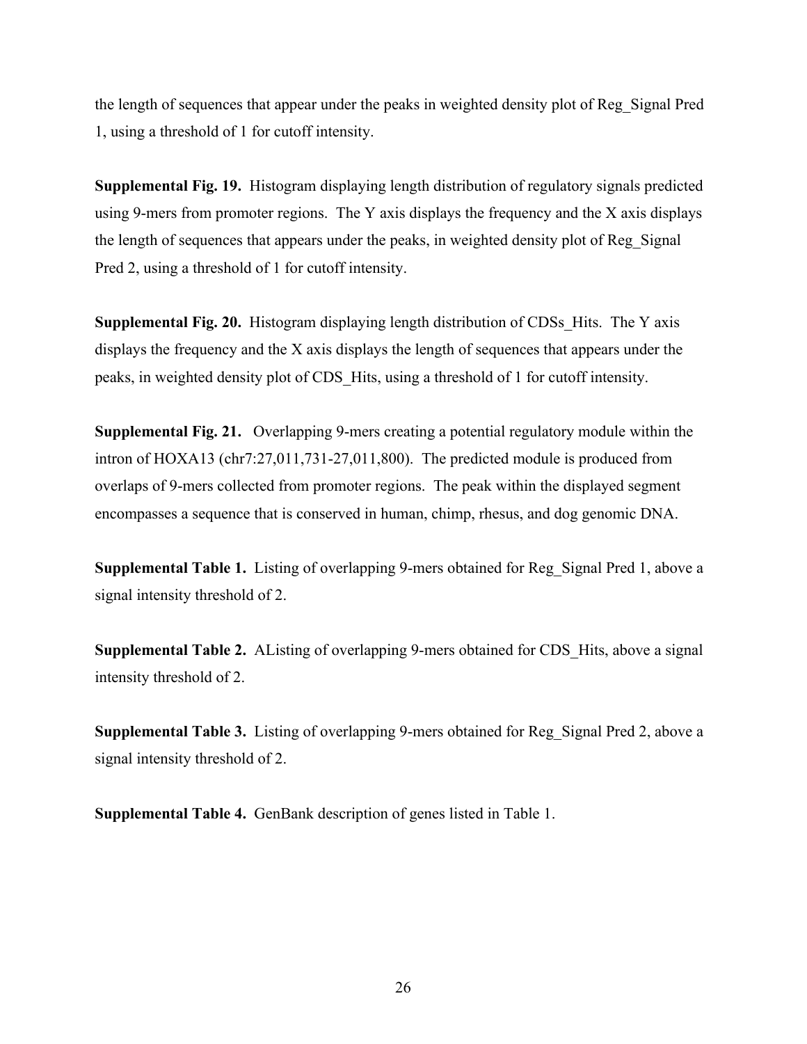the length of sequences that appear under the peaks in weighted density plot of Reg_Signal Pred 1, using a threshold of 1 for cutoff intensity.

**Supplemental Fig. 19.** Histogram displaying length distribution of regulatory signals predicted using 9-mers from promoter regions. The Y axis displays the frequency and the X axis displays the length of sequences that appears under the peaks, in weighted density plot of Reg_Signal Pred 2, using a threshold of 1 for cutoff intensity.

**Supplemental Fig. 20.** Histogram displaying length distribution of CDSs_Hits. The Y axis displays the frequency and the X axis displays the length of sequences that appears under the peaks, in weighted density plot of CDS_Hits, using a threshold of 1 for cutoff intensity.

**Supplemental Fig. 21.** Overlapping 9-mers creating a potential regulatory module within the intron of HOXA13 (chr7:27,011,731-27,011,800). The predicted module is produced from overlaps of 9-mers collected from promoter regions. The peak within the displayed segment encompasses a sequence that is conserved in human, chimp, rhesus, and dog genomic DNA.

**Supplemental Table 1.** Listing of overlapping 9-mers obtained for Reg_Signal Pred 1, above a signal intensity threshold of 2.

**Supplemental Table 2.** AListing of overlapping 9-mers obtained for CDS_Hits, above a signal intensity threshold of 2.

**Supplemental Table 3.** Listing of overlapping 9-mers obtained for Reg_Signal Pred 2, above a signal intensity threshold of 2.

**Supplemental Table 4.** GenBank description of genes listed in Table 1.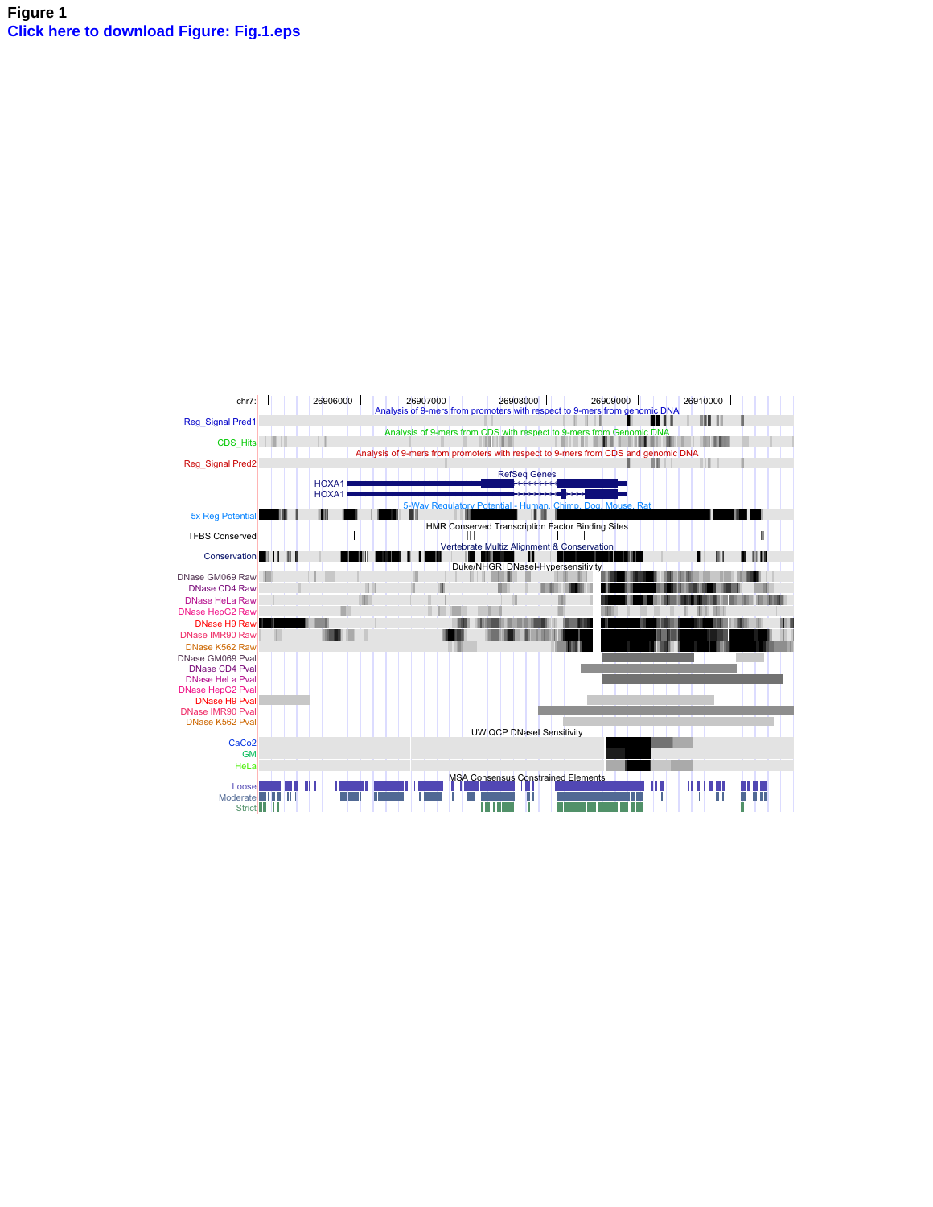**Figure 1**

**Click here to download Figure: Fig.1.eps**

chr7:
26906000
26907000
26908000
26909000
26910000

Analysis of 9-mers from promoters with respect to 9-mers from genomic DNA
Reg_Signal Pred1
Analysis of 9-mers from CDS with respect to 9-mers from Genomic DNA
CDS_Hits
Analysis of 9-mers from promoters with respect to 9-mers from CDS and genomic DNA
Reg_Signal Pred2
RefSeq Genes
HOXA1
HOXA1
5-Way Regulatory Potential - Human, Chimp, Dog, Mouse, Rat
5x Reg Potential
HMR Conserved Transcription Factor Binding Sites
TFBS Conserved
Vertebrate Multiz Alignment & Conservation
Conservation
Duke/NHGRI DNaseI-Hypersensitivity
DNase GM069 Raw
DNase CD4 Raw
DNase HeLa Raw
DNase HepG2 Raw
DNase H9 Raw
DNase IMR90 Raw
DNase K562 Raw
DNase GM069 Pval
DNase CD4 Pval
DNase HeLa Pval
DNase HepG2 Pval
DNase H9 Pval
DNase IMR90 Pval
DNase K562 Pval
UW QCP DNaseI Sensitivity
CaCo2
GM
HeLa
MSA Consensus Constrained Elements
Loose
Moderate
Strict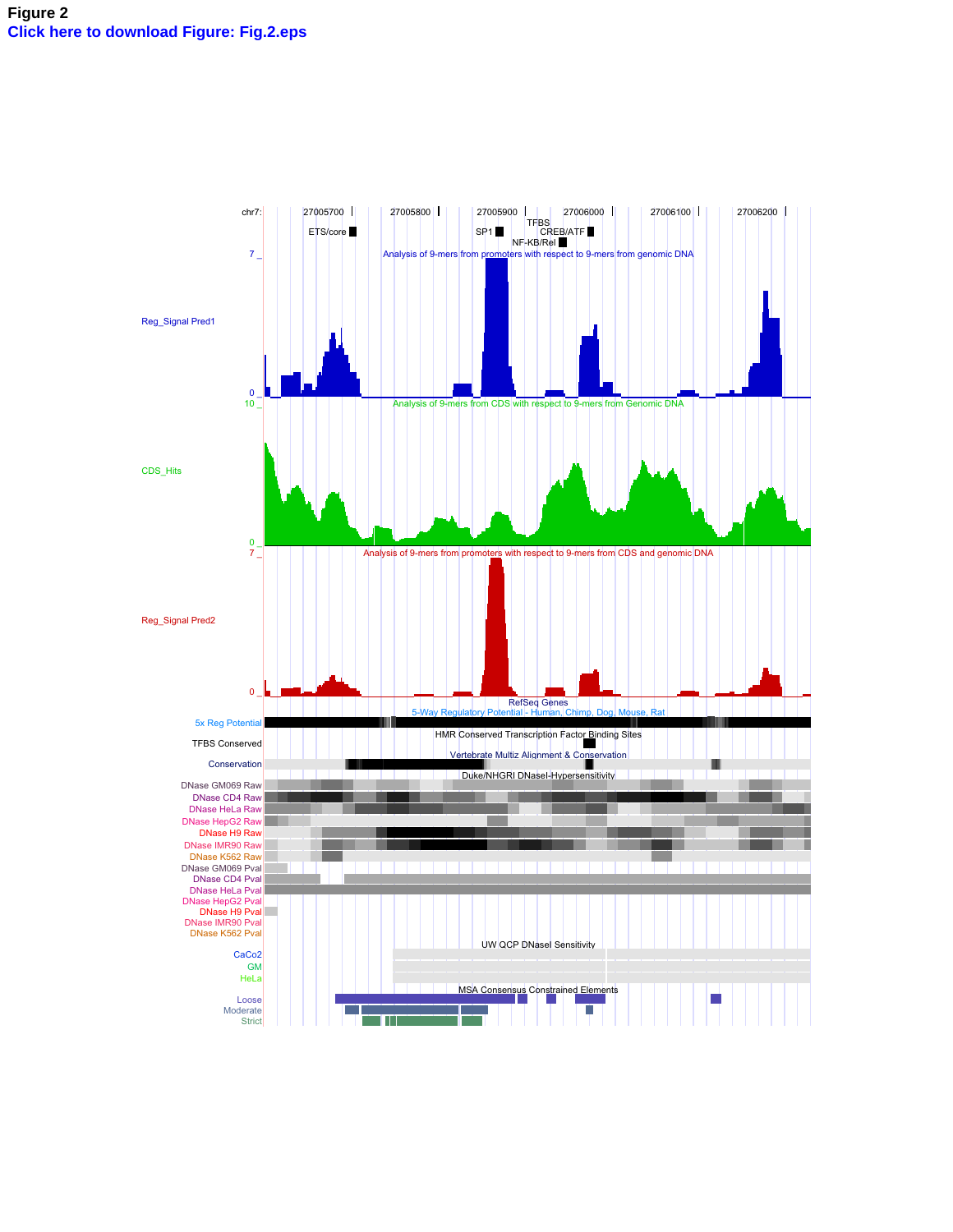**Figure 2**

**Click here to download Figure: Fig.2.eps**

chr7: 27005700 27005800 27005900 27006000 27006100 27006200

TFBS

ETS/core SP1 CREB/ATF

NF-KB/Rel

7 _

Analysis of 9-mers from promoters with respect to 9-mers from genomic DNA

Reg_Signal Pred1

0 _

10 _

Analysis of 9-mers from CDS with respect to 9-mers from Genomic DNA

CDS_Hits

0 _

7 _

Analysis of 9-mers from promoters with respect to 9-mers from CDS and genomic DNA

Reg_Signal Pred2

0 _

RefSeq Genes

5-Way Regulatory Potential - Human, Chimp, Dog, Mouse, Rat

5x Reg Potential

HMR Conserved Transcription Factor Binding Sites

TFBS Conserved

Vertebrate Multiz Alignment & Conservation

Conservation

Duke/NHGRI DNaseI-Hypersensitivity

DNase GM069 Raw
DNase CD4 Raw
DNase HeLa Raw
DNase HepG2 Raw
DNase H9 Raw
DNase IMR90 Raw
DNase K562 Raw
DNase GM069 Pval
DNase CD4 Pval
DNase HeLa Pval
DNase HepG2 Pval
DNase H9 Pval
DNase IMR90 Pval
DNase K562 Pval

UW QCP DNaseI Sensitivity

CaCo2
GM
HeLa

MSA Consensus Constrained Elements

Loose
Moderate
Strict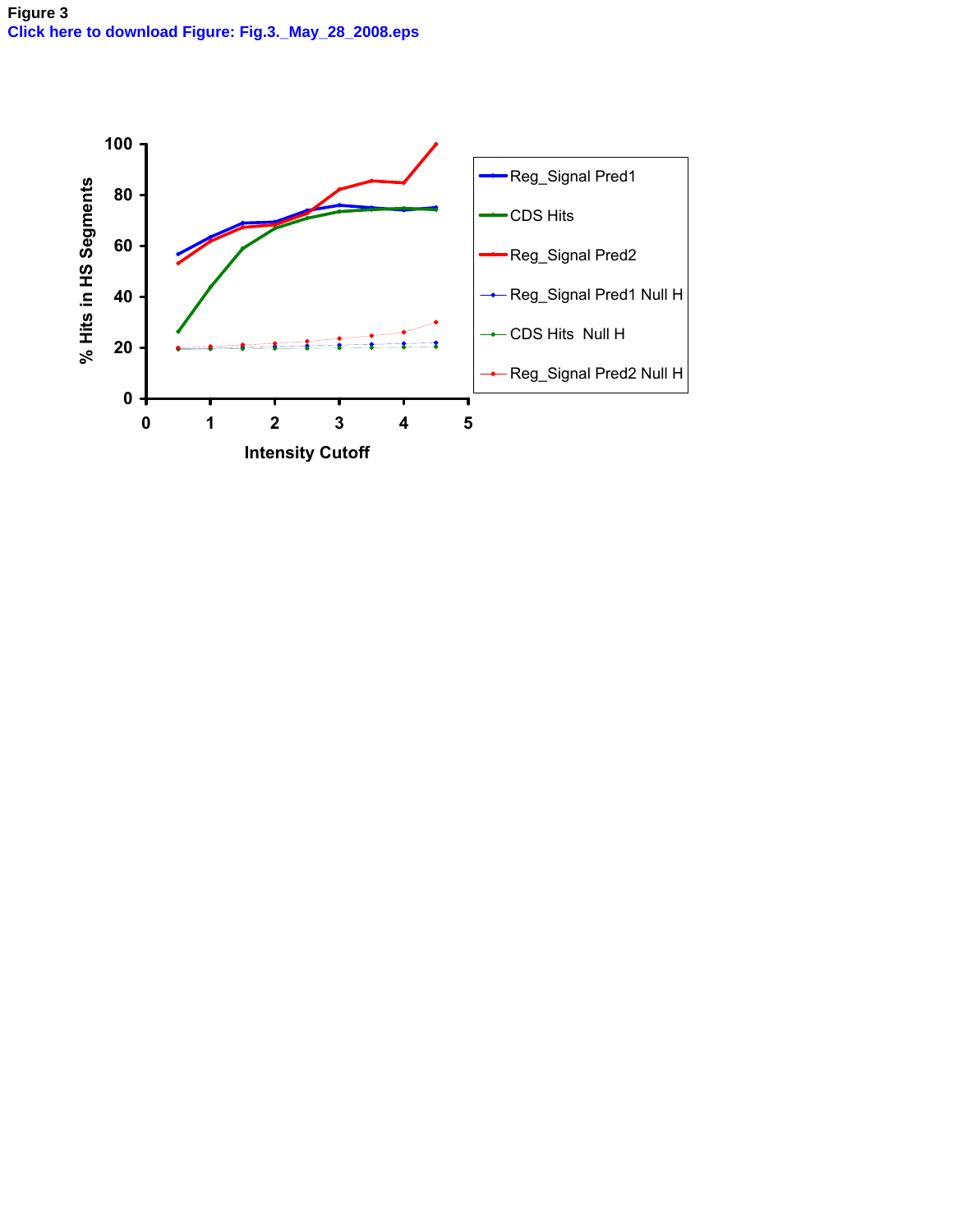Figure 3

Click here to download Figure: Fig.3._May_28_2008.eps

% Hits in HS Segments

100
80
60
40
20
0

0
1
2
3
4
5

Intensity Cutoff

Reg_Signal Pred1
CDS Hits
Reg_Signal Pred2
Reg_Signal Pred1 Null H
CDS Hits Null H
Reg_Signal Pred2 Null H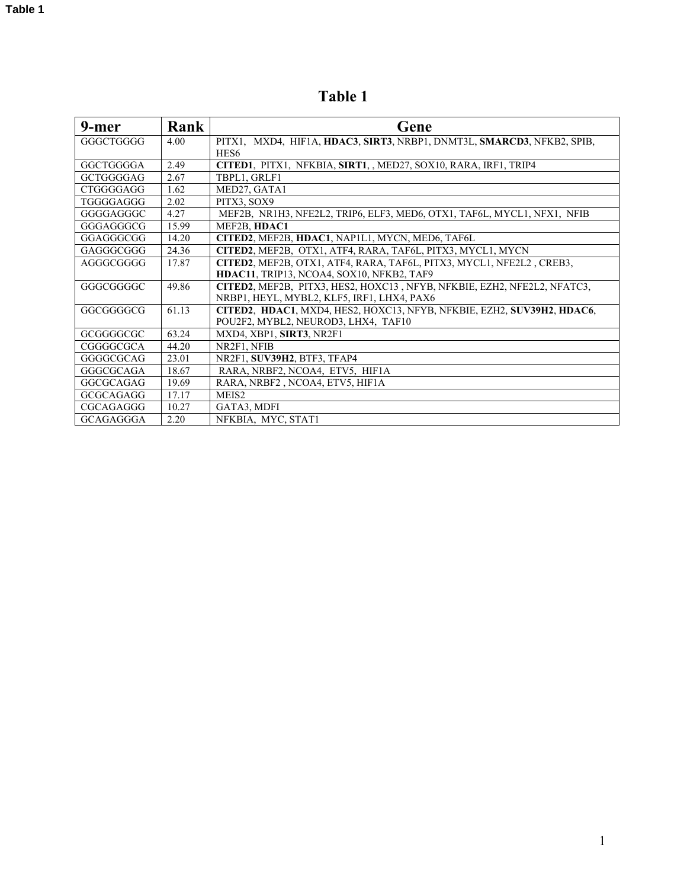Table 1

# Table 1

| 9-mer | Rank | Gene |
|---|---|---|
| GGGCTGGGG | 4.00 | PITX1, MXD4, HIF1A, **HDAC3**, **SIRT3**, NRBP1, DNMT3L, **SMARCD3**, NFKB2, SPIB, HES6 |
| GGCTGGGGA | 2.49 | **CITED1**, PITX1, NFKBIA, **SIRT1**, , MED27, SOX10, RARA, IRF1, TRIP4 |
| GCTGGGGAG | 2.67 | TBPL1, GRLF1 |
| CTGGGGAGG | 1.62 | MED27, GATA1 |
| TGGGGAGGG | 2.02 | PITX3, SOX9 |
| GGGGAGGGC | 4.27 | MEF2B, NR1H3, NFE2L2, TRIP6, ELF3, MED6, OTX1, TAF6L, MYCL1, NFX1, NFIB |
| GGGAGGGCG | 15.99 | MEF2B, **HDAC1** |
| GGAGGGCGG | 14.20 | **CITED2**, MEF2B, **HDAC1**, NAP1L1, MYCN, MED6, TAF6L |
| GAGGGCGGG | 24.36 | **CITED2**, MEF2B, OTX1, ATF4, RARA, TAF6L, PITX3, MYCL1, MYCN |
| AGGGCGGGG | 17.87 | **CITED2**, MEF2B, OTX1, ATF4, RARA, TAF6L, PITX3, MYCL1, NFE2L2 , CREB3, **HDAC11**, TRIP13, NCOA4, SOX10, NFKB2, TAF9 |
| GGGCGGGGC | 49.86 | **CITED2**, MEF2B, PITX3, HES2, HOXC13 , NFYB, NFKBIE, EZH2, NFE2L2, NFATC3, NRBP1, HEYL, MYBL2, KLF5, IRF1, LHX4, PAX6 |
| GGCGGGGCG | 61.13 | **CITED2**, **HDAC1**, MXD4, HES2, HOXC13, NFYB, NFKBIE, EZH2, **SUV39H2**, **HDAC6**, POU2F2, MYBL2, NEUROD3, LHX4, TAF10 |
| GCGGGGCGC | 63.24 | MXD4, XBP1, **SIRT3**, NR2F1 |
| CGGGGCGCA | 44.20 | NR2F1, NFIB |
| GGGGCGCAG | 23.01 | NR2F1, **SUV39H2**, BTF3, TFAP4 |
| GGGCGCAGA | 18.67 | RARA, NRBF2, NCOA4, ETV5, HIF1A |
| GGCGCAGAG | 19.69 | RARA, NRBF2 , NCOA4, ETV5, HIF1A |
| GCGCAGAGG | 17.17 | MEIS2 |
| CGCAGAGGG | 10.27 | GATA3, MDFI |
| GCAGAGGGA | 2.20 | NFKBIA, MYC, STAT1 |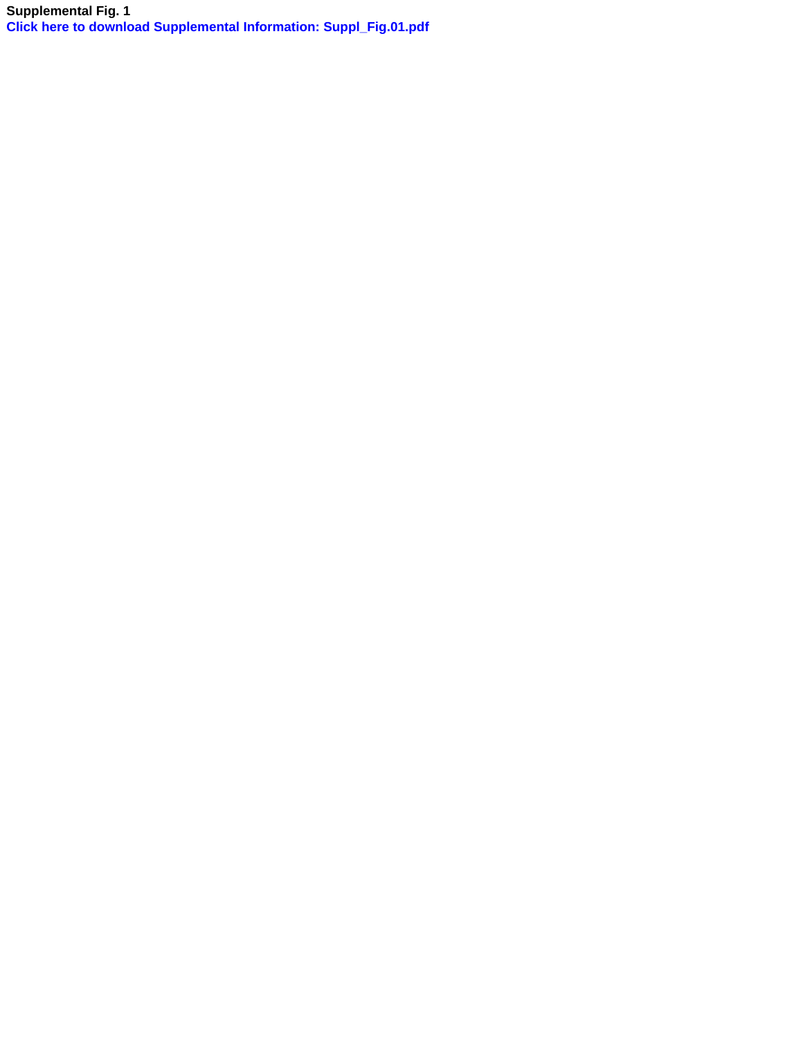**Supplemental Fig. 1**

**Click here to download Supplemental Information: Suppl_Fig.01.pdf**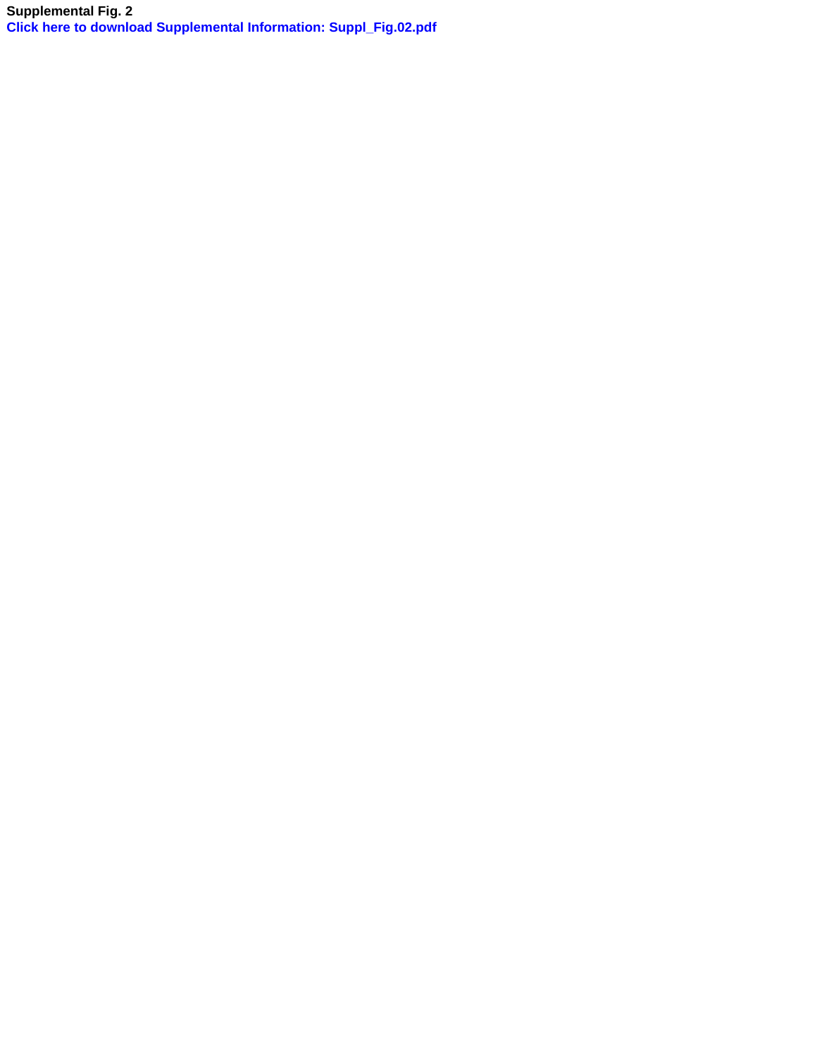**Supplemental Fig. 2**

**Click here to download Supplemental Information: Suppl_Fig.02.pdf**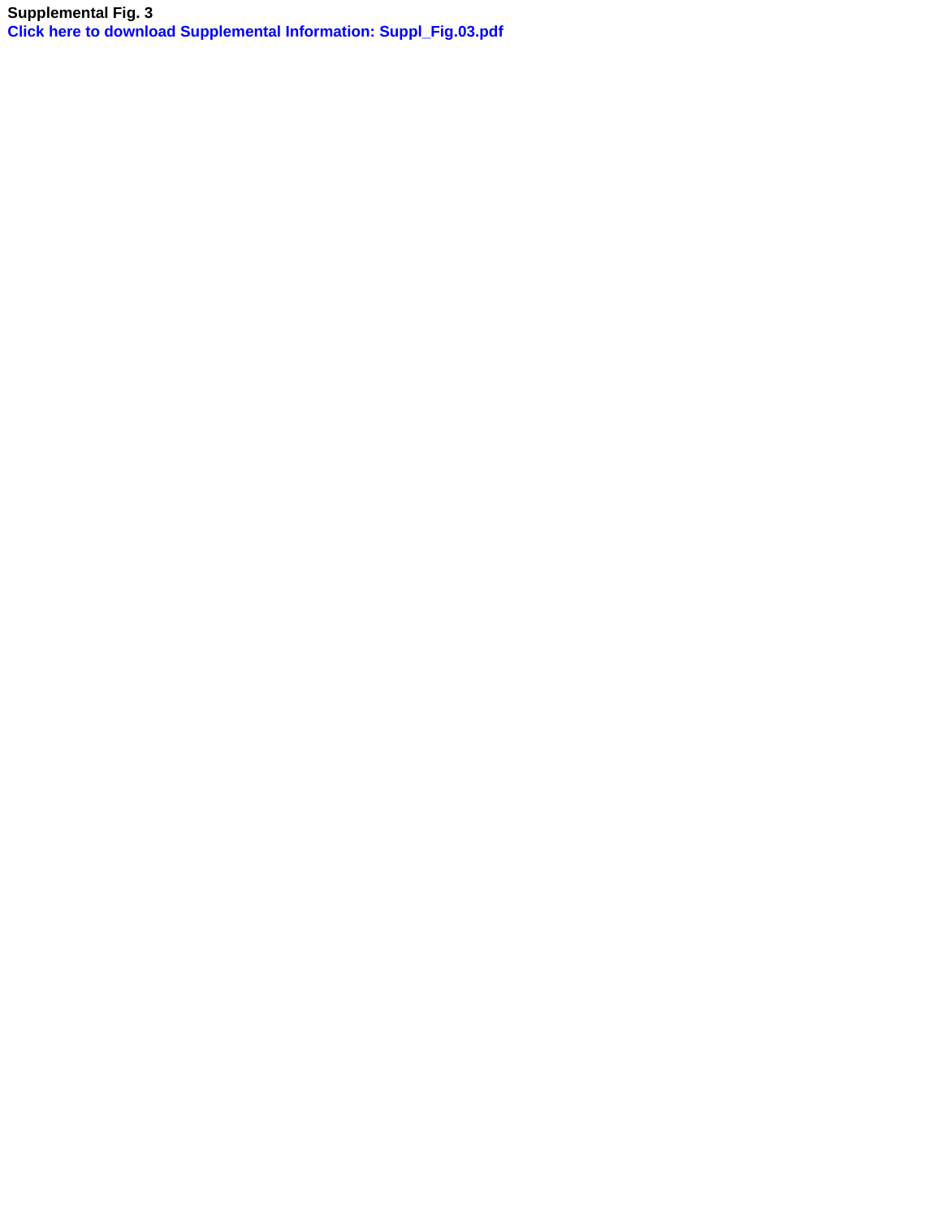**Supplemental Fig. 3**

**Click here to download Supplemental Information: Suppl_Fig.03.pdf**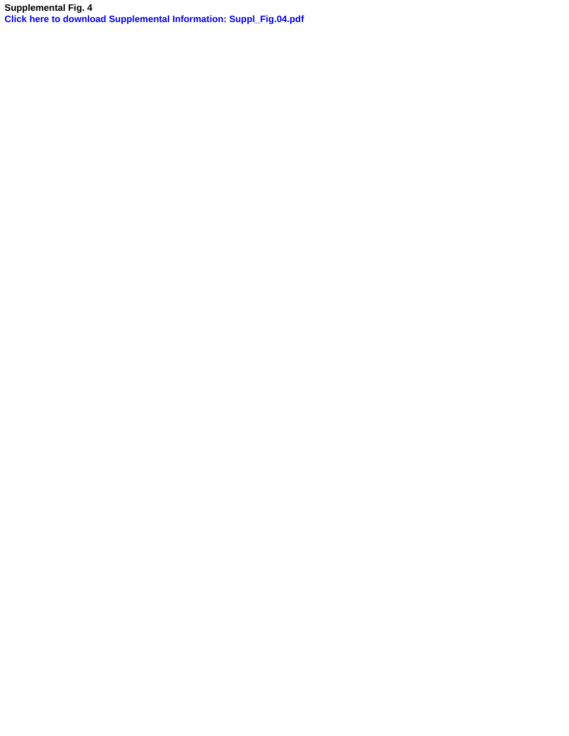**Supplemental Fig. 4**

**Click here to download Supplemental Information: Suppl_Fig.04.pdf**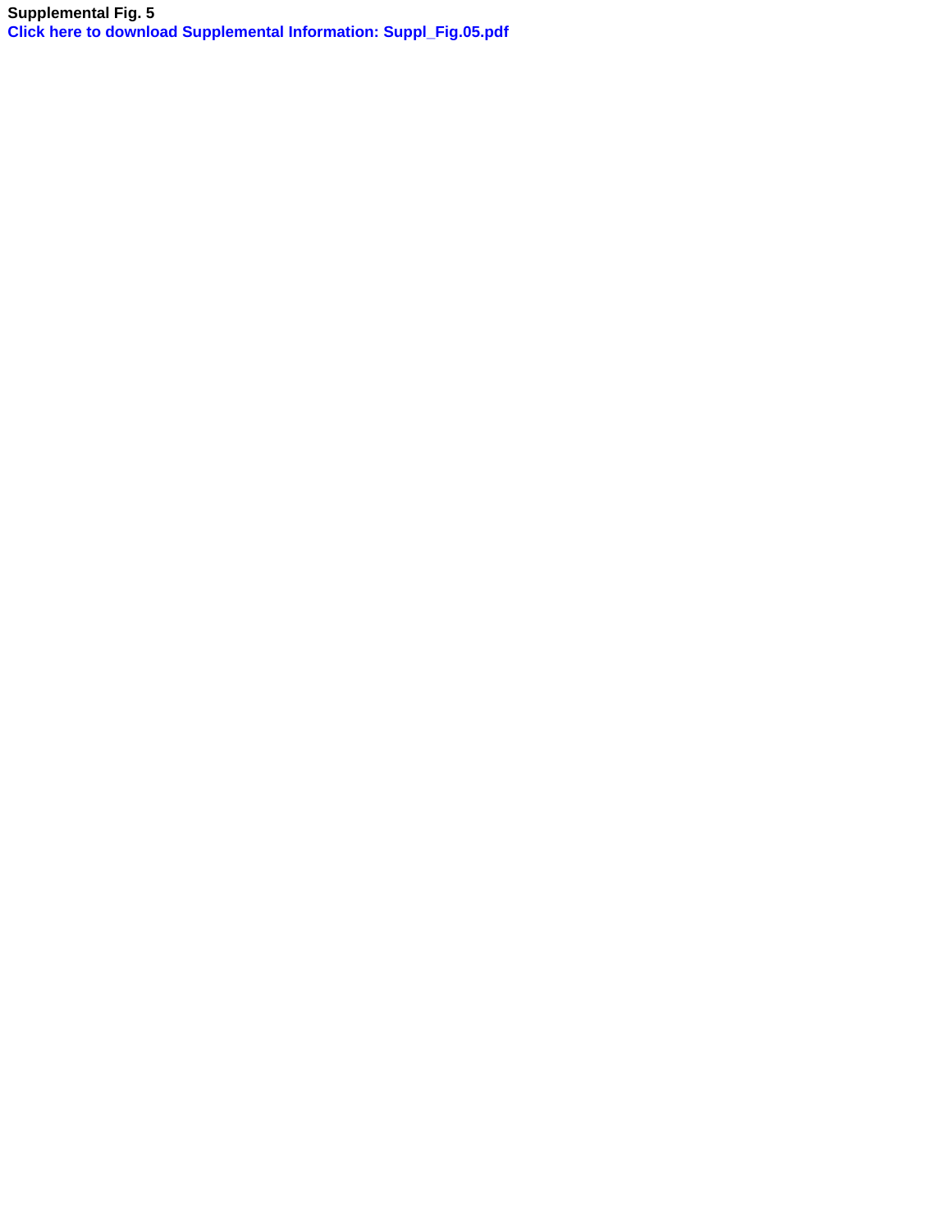**Supplemental Fig. 5**

**Click here to download Supplemental Information: Suppl_Fig.05.pdf**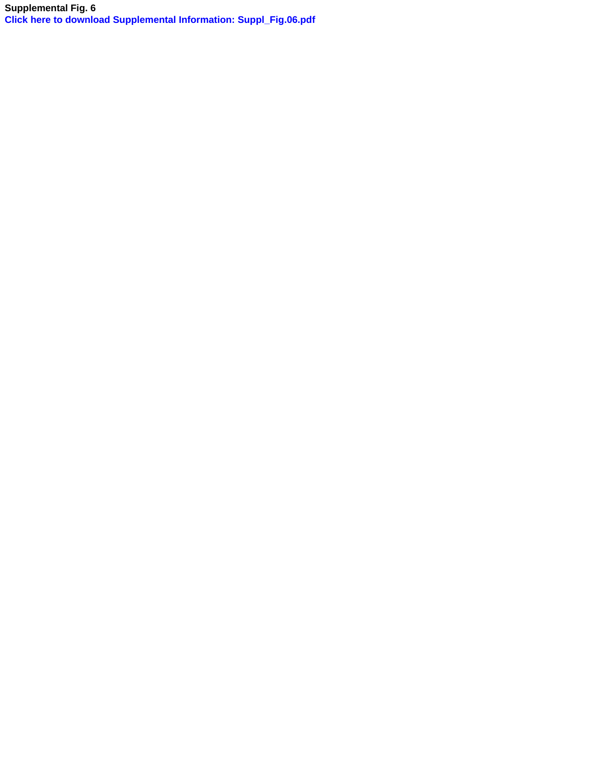**Supplemental Fig. 6**

**Click here to download Supplemental Information: Suppl_Fig.06.pdf**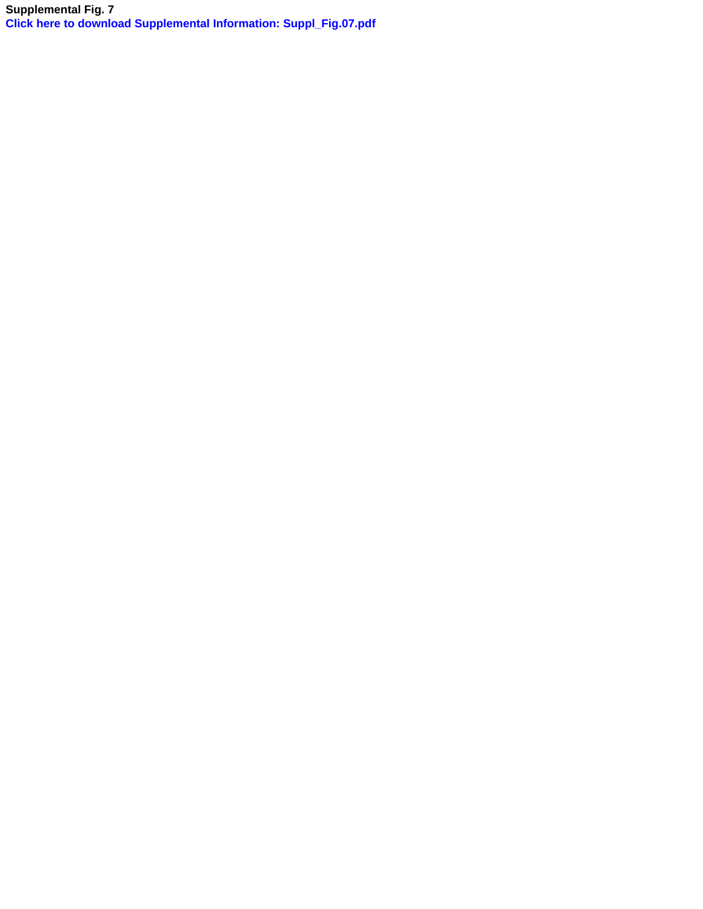**Supplemental Fig. 7**

**Click here to download Supplemental Information: Suppl_Fig.07.pdf**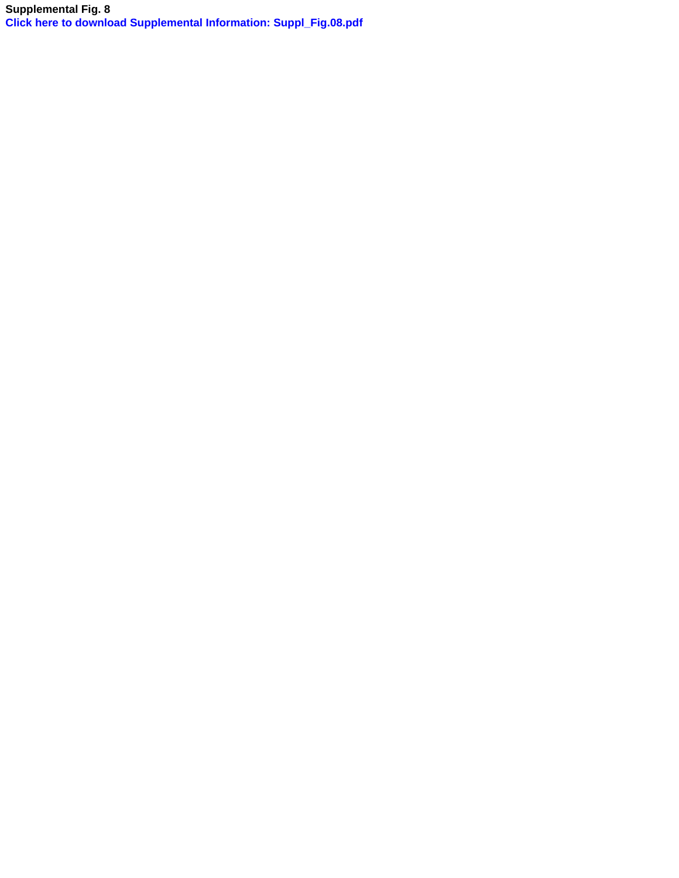**Supplemental Fig. 8**

**Click here to download Supplemental Information: Suppl_Fig.08.pdf**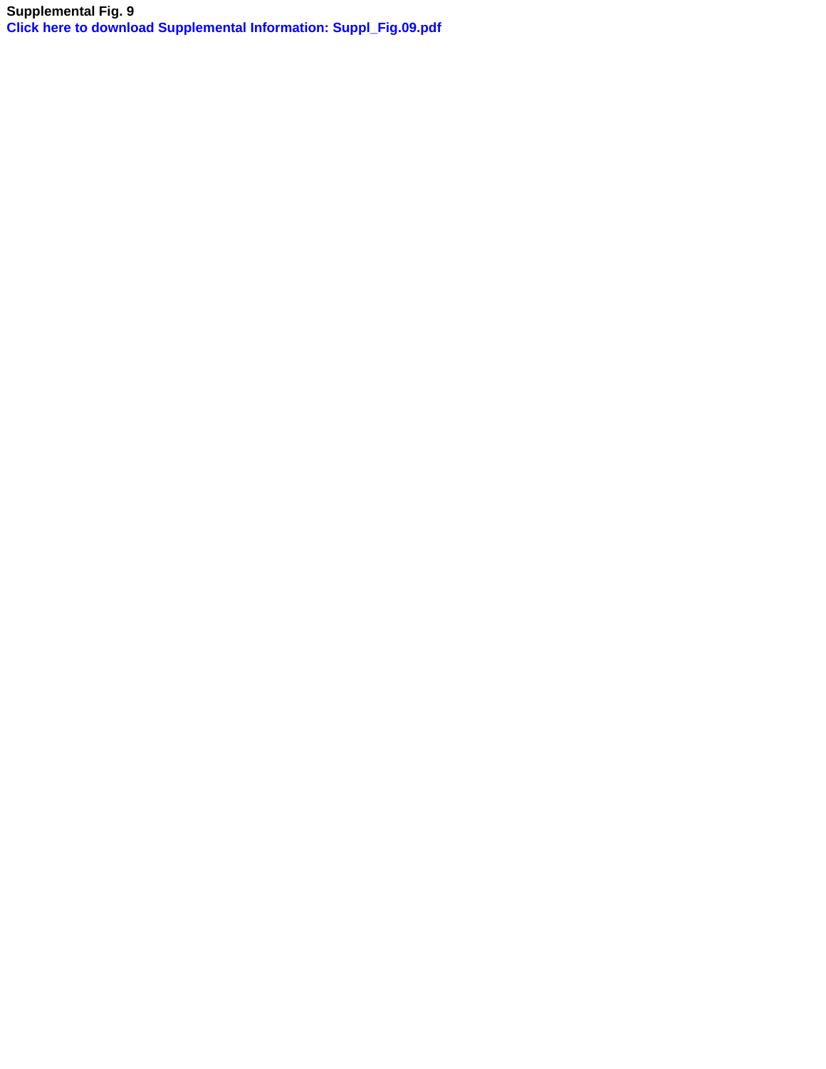**Supplemental Fig. 9**

**Click here to download Supplemental Information: Suppl_Fig.09.pdf**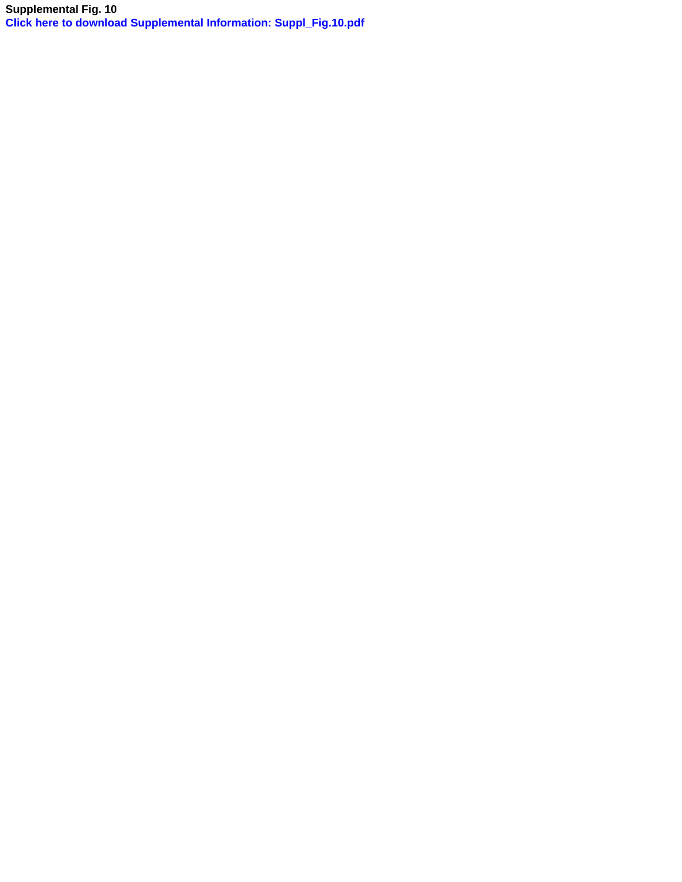**Supplemental Fig. 10**

**Click here to download Supplemental Information: Suppl_Fig.10.pdf**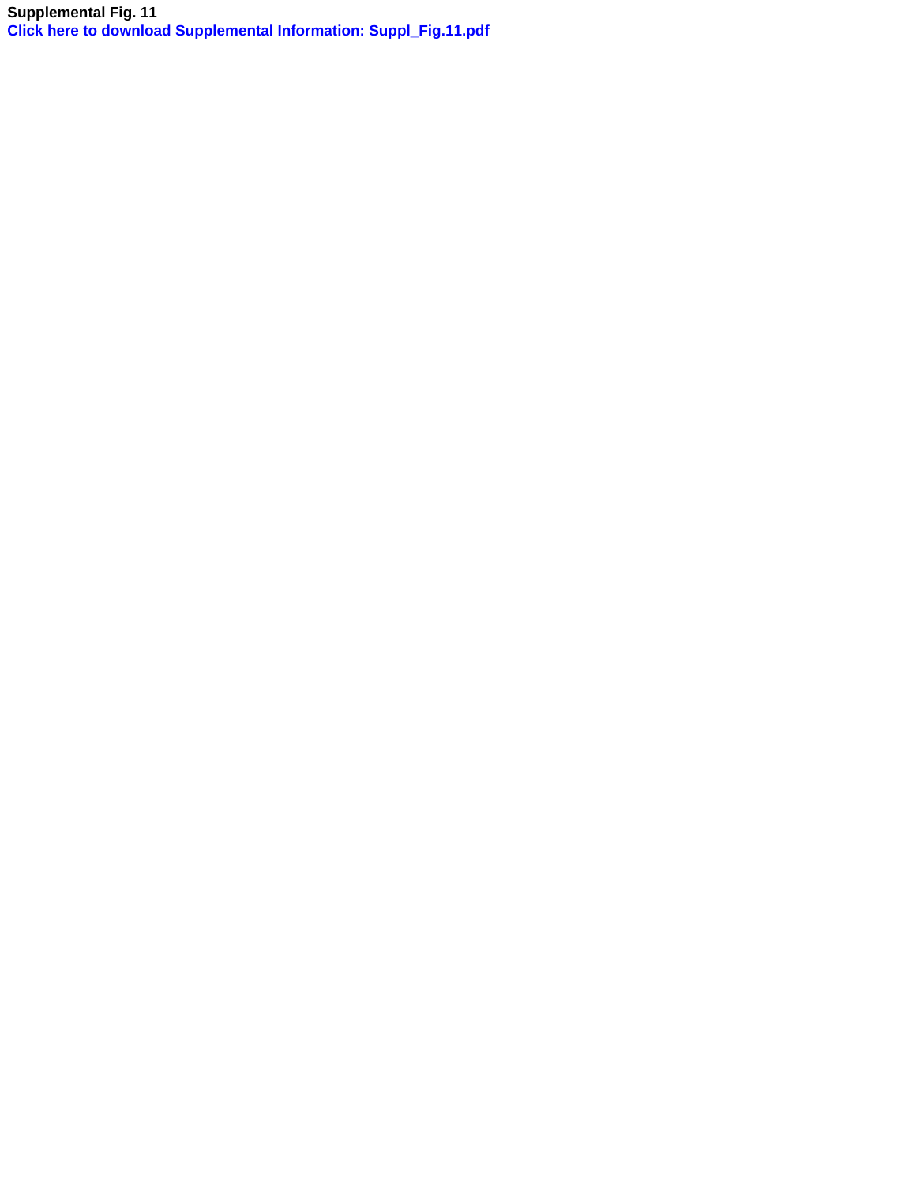**Supplemental Fig. 11**

**Click here to download Supplemental Information: Suppl_Fig.11.pdf**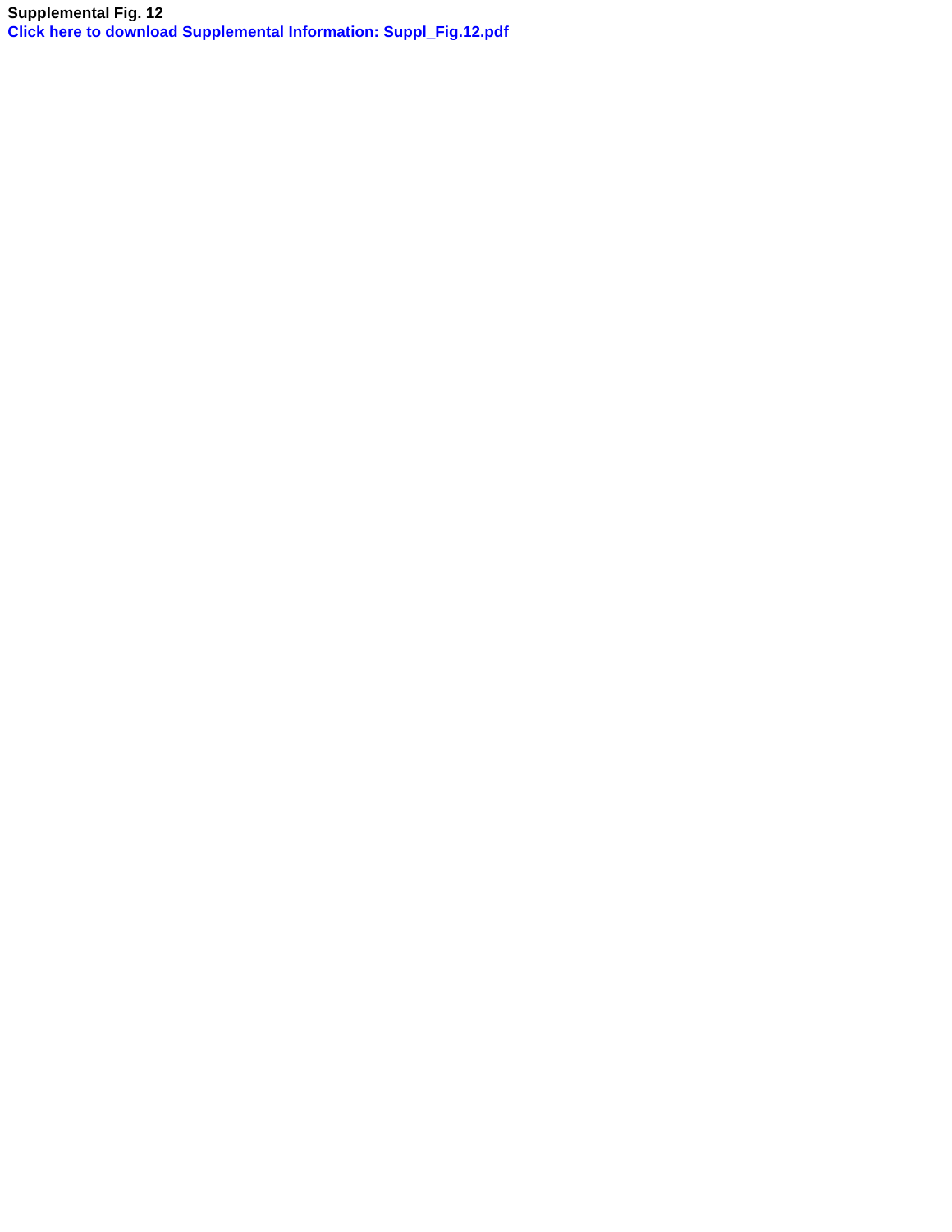**Supplemental Fig. 12**

**Click here to download Supplemental Information: Suppl_Fig.12.pdf**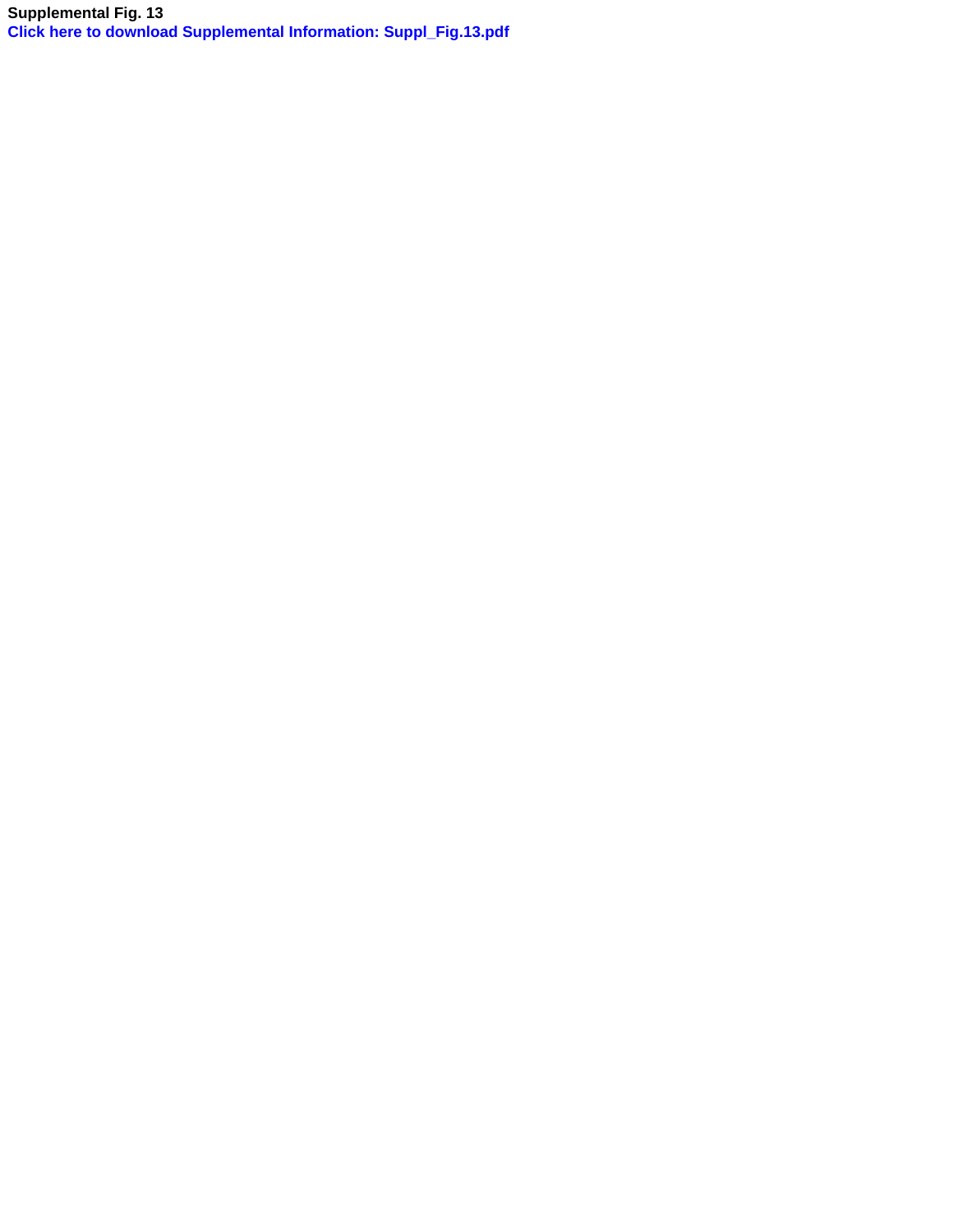**Supplemental Fig. 13**

**Click here to download Supplemental Information: Suppl_Fig.13.pdf**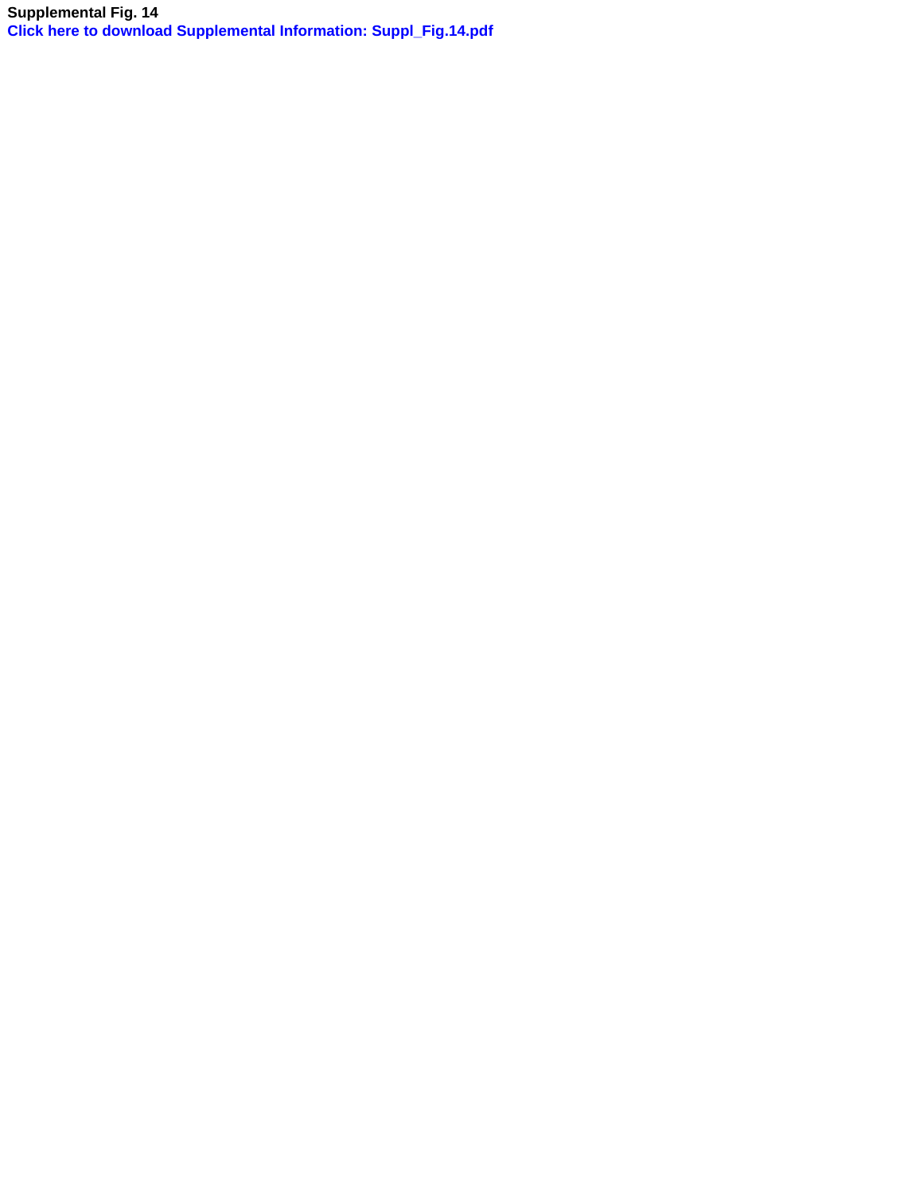**Supplemental Fig. 14**
**Click here to download Supplemental Information: Suppl_Fig.14.pdf**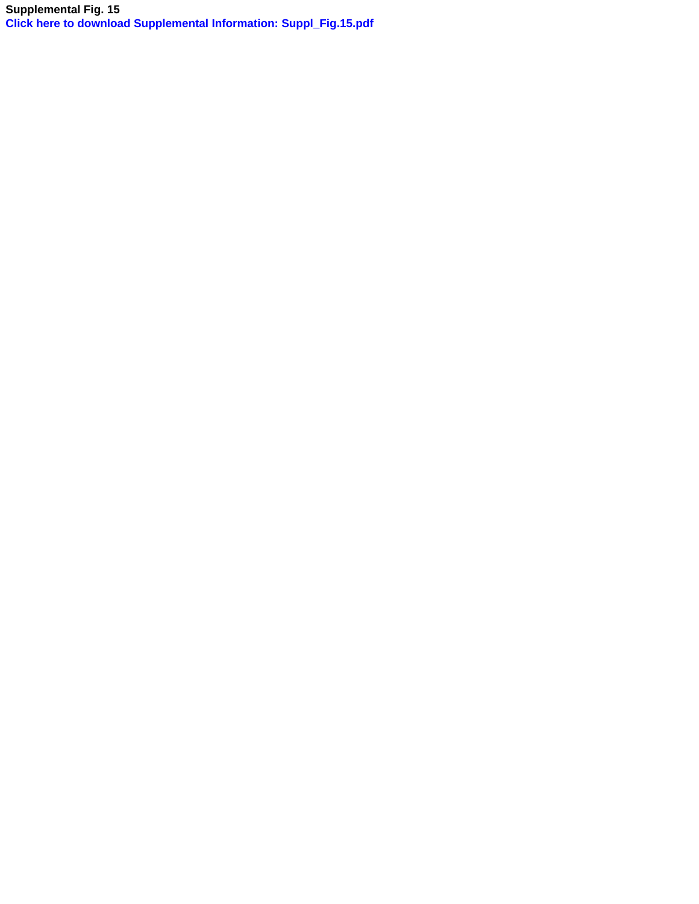**Supplemental Fig. 15**

**Click here to download Supplemental Information: Suppl_Fig.15.pdf**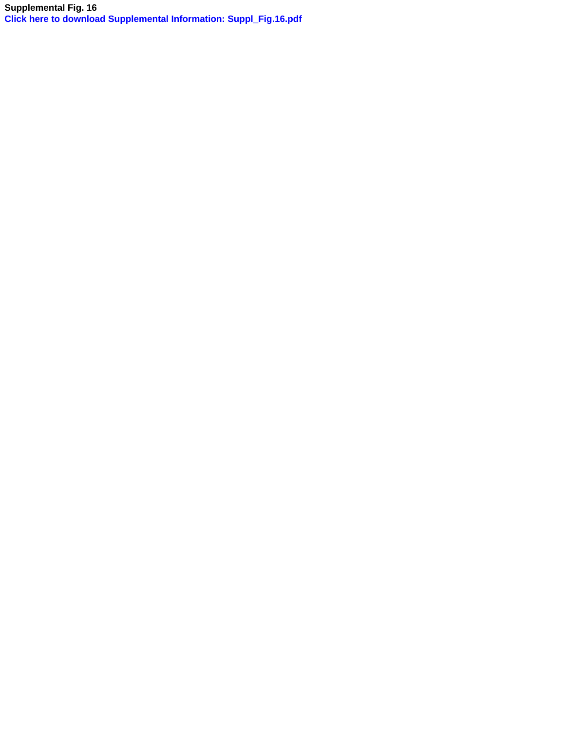**Supplemental Fig. 16**
**Click here to download Supplemental Information: Suppl_Fig.16.pdf**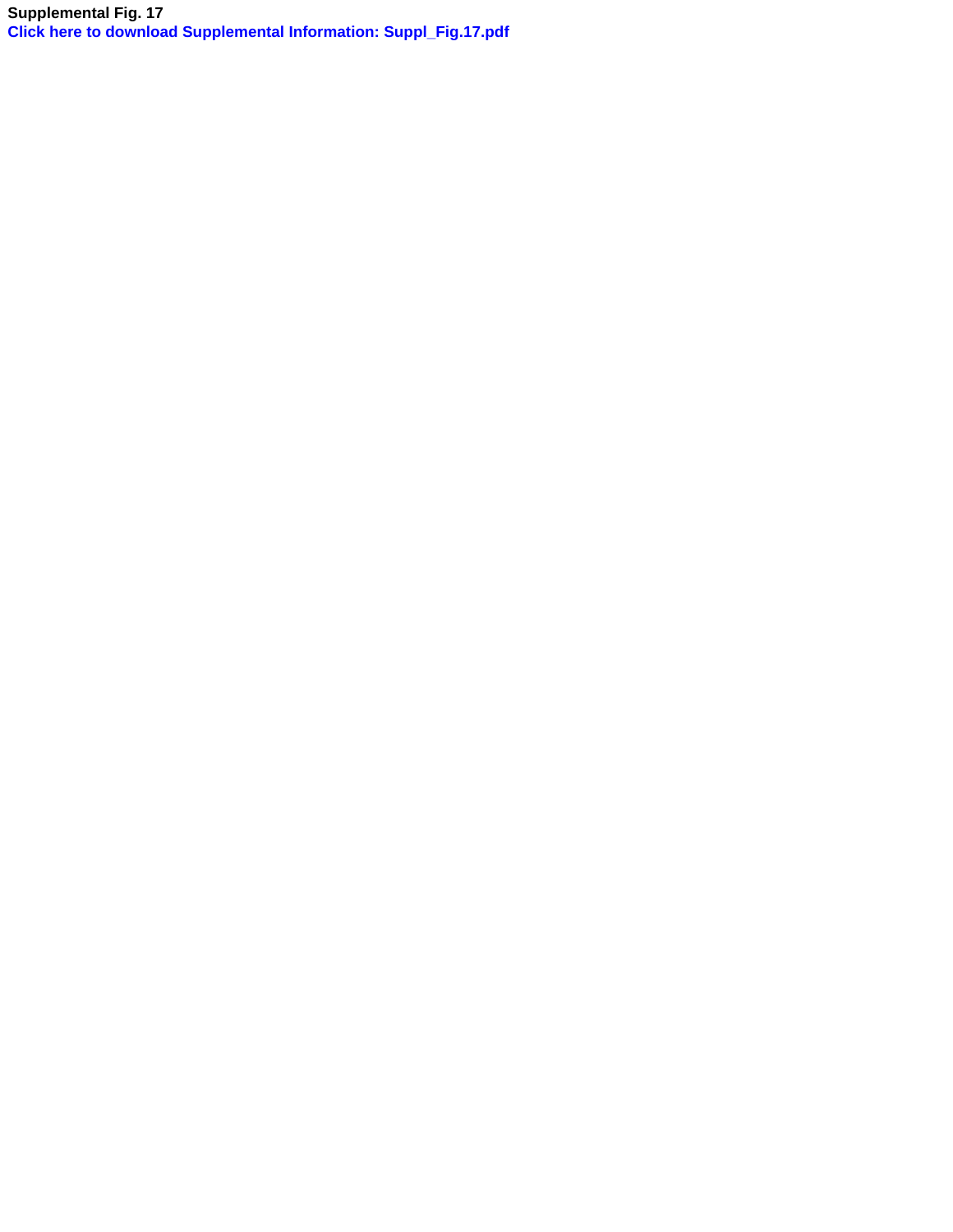**Supplemental Fig. 17**

**Click here to download Supplemental Information: Suppl_Fig.17.pdf**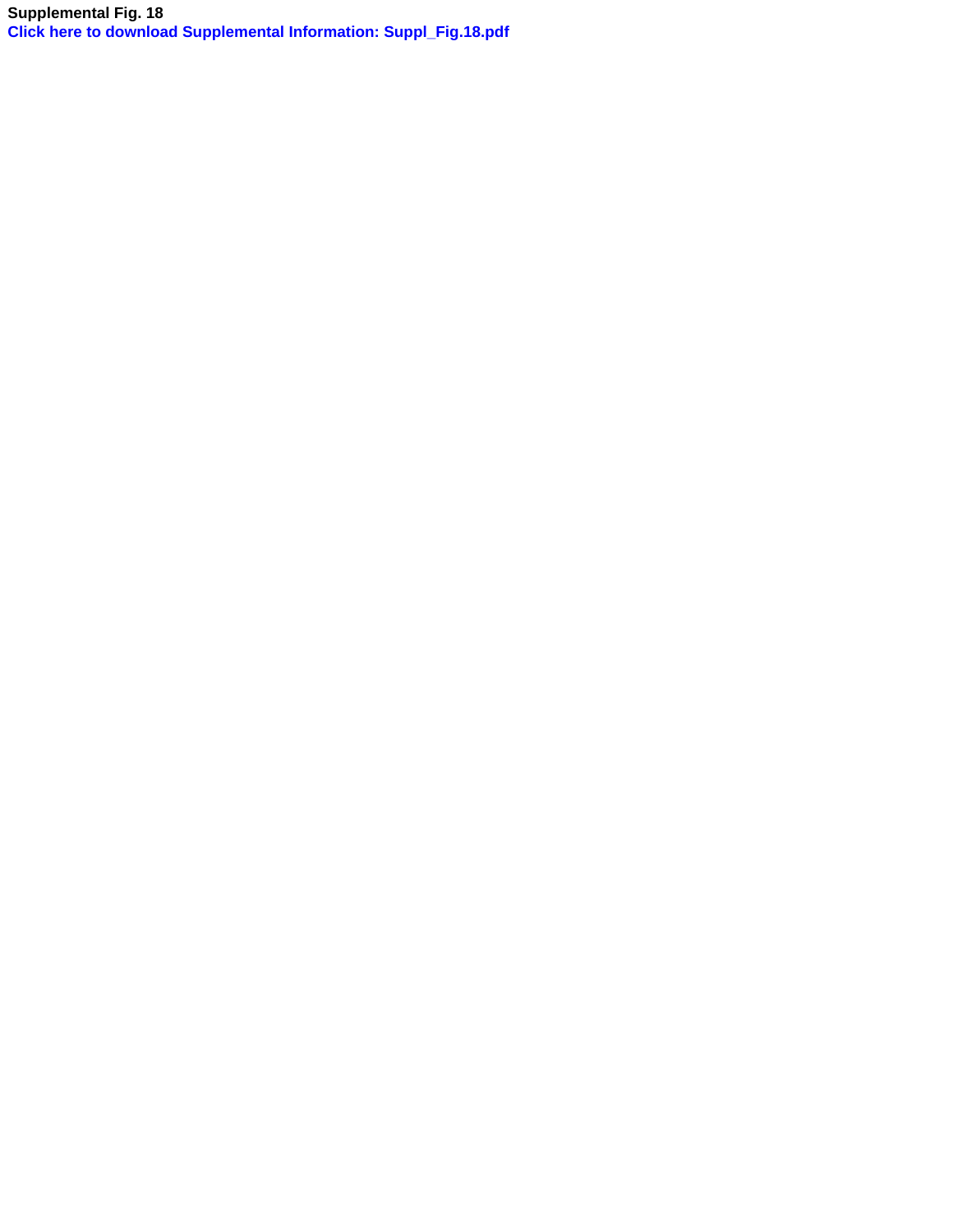**Supplemental Fig. 18**

**Click here to download Supplemental Information: Suppl_Fig.18.pdf**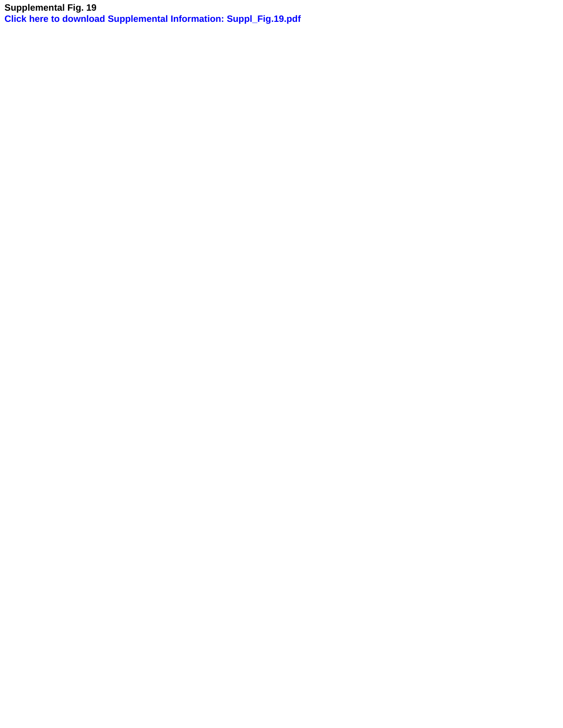**Supplemental Fig. 19**

**Click here to download Supplemental Information: Suppl_Fig.19.pdf**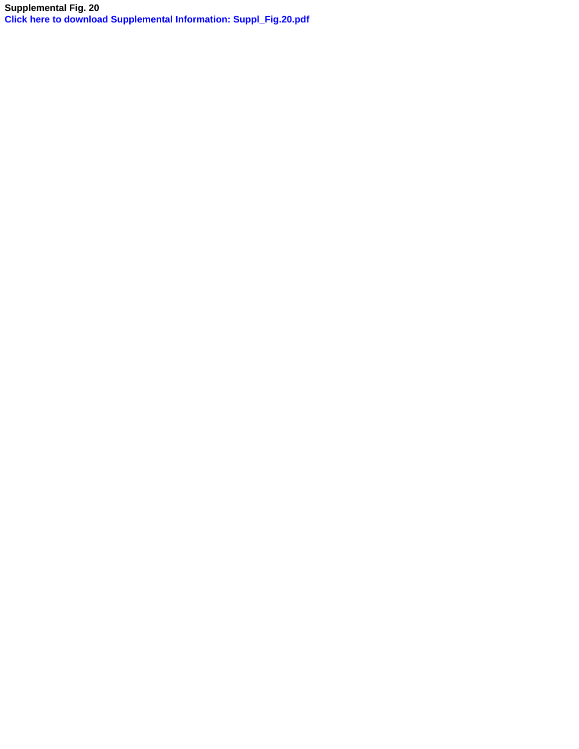**Supplemental Fig. 20**
**Click here to download Supplemental Information: Suppl_Fig.20.pdf**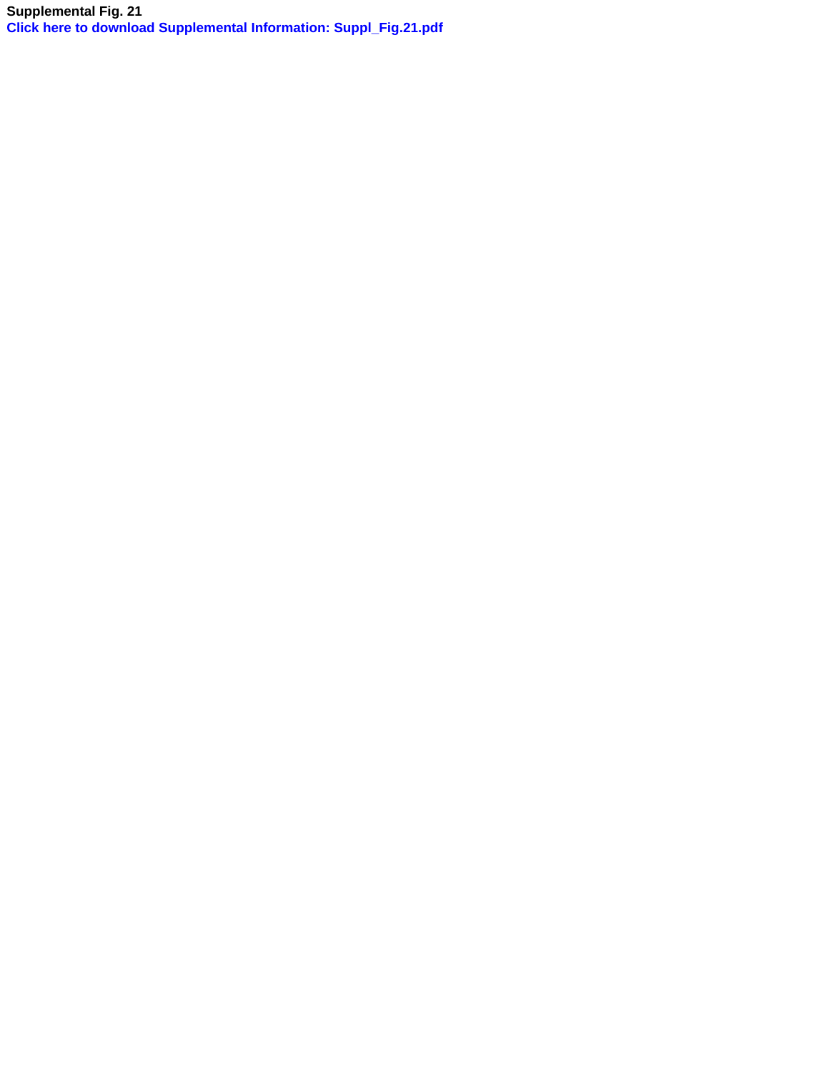**Supplemental Fig. 21**

**Click here to download Supplemental Information: Suppl_Fig.21.pdf**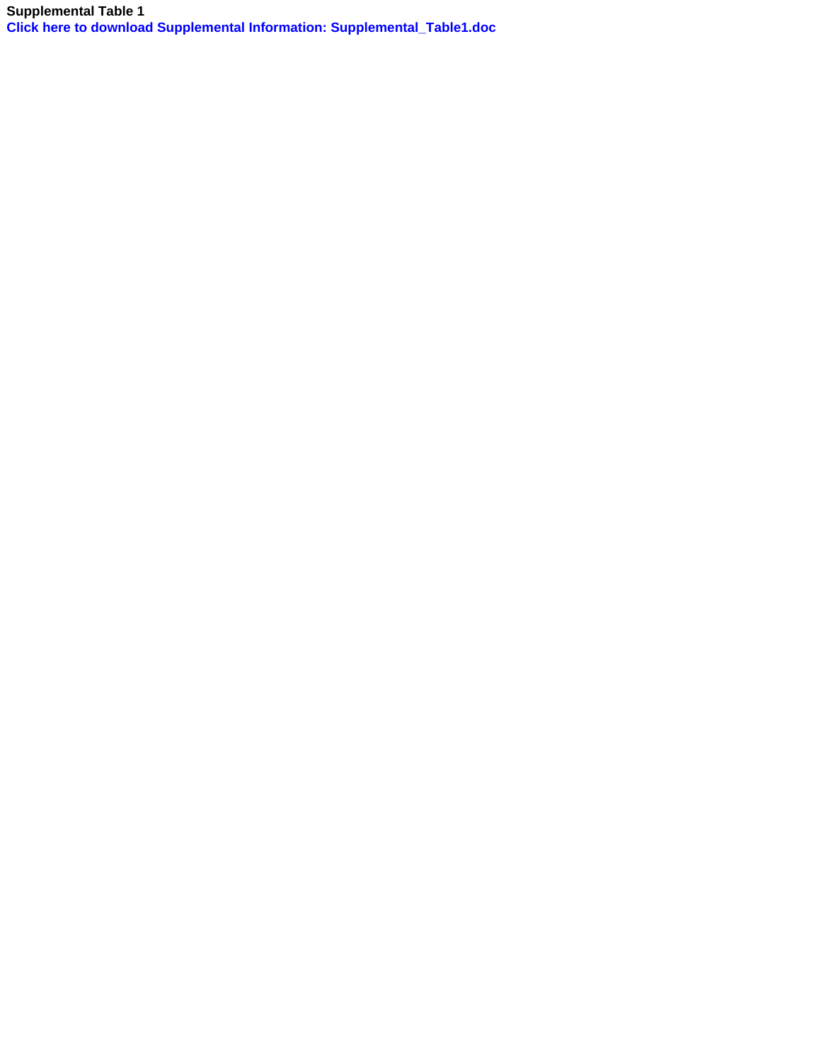**Supplemental Table 1**

**Click here to download Supplemental Information: Supplemental_Table1.doc**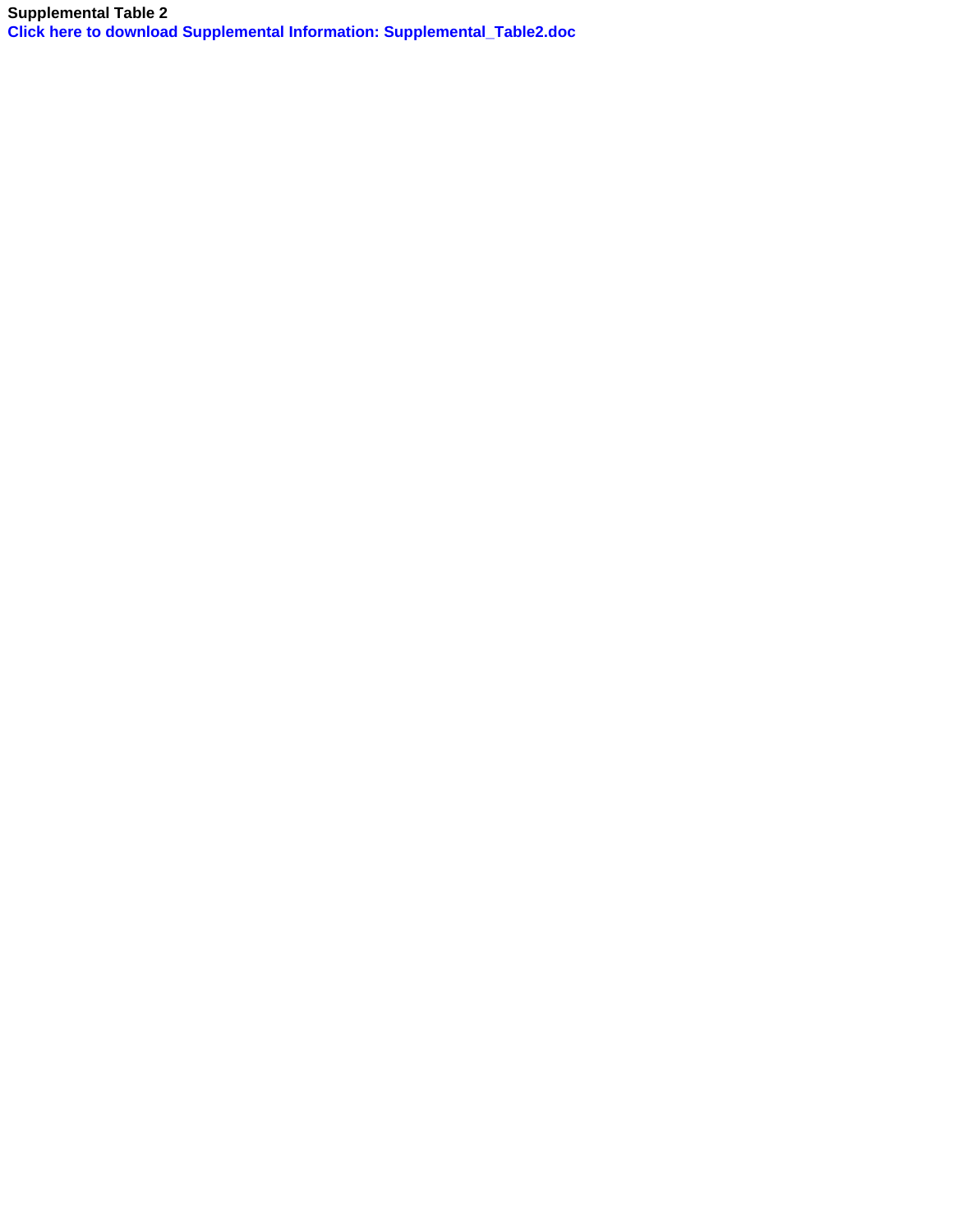**Supplemental Table 2**

**Click here to download Supplemental Information: Supplemental_Table2.doc**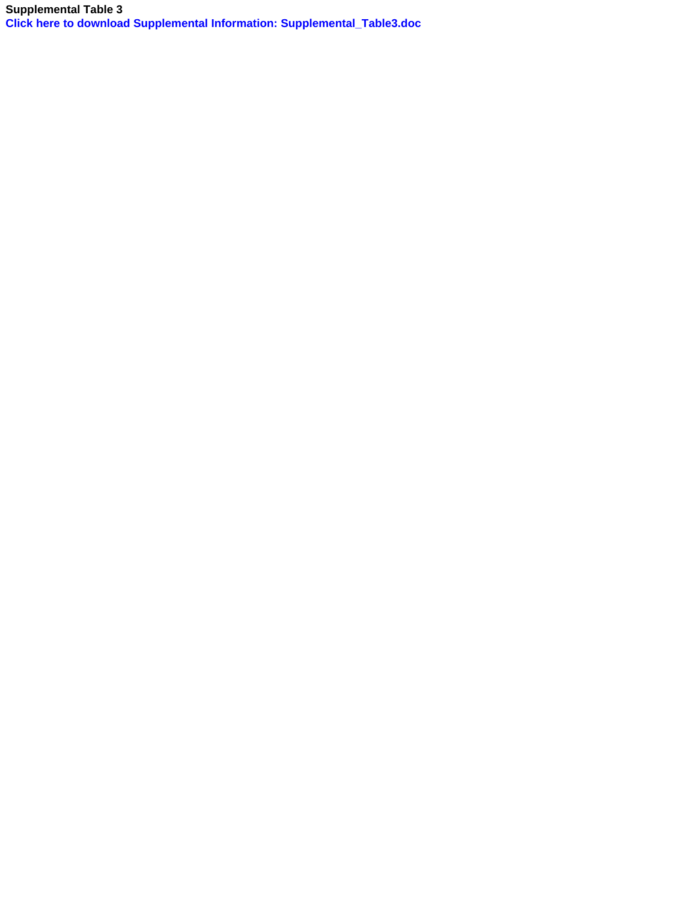**Supplemental Table 3**

**Click here to download Supplemental Information: Supplemental_Table3.doc**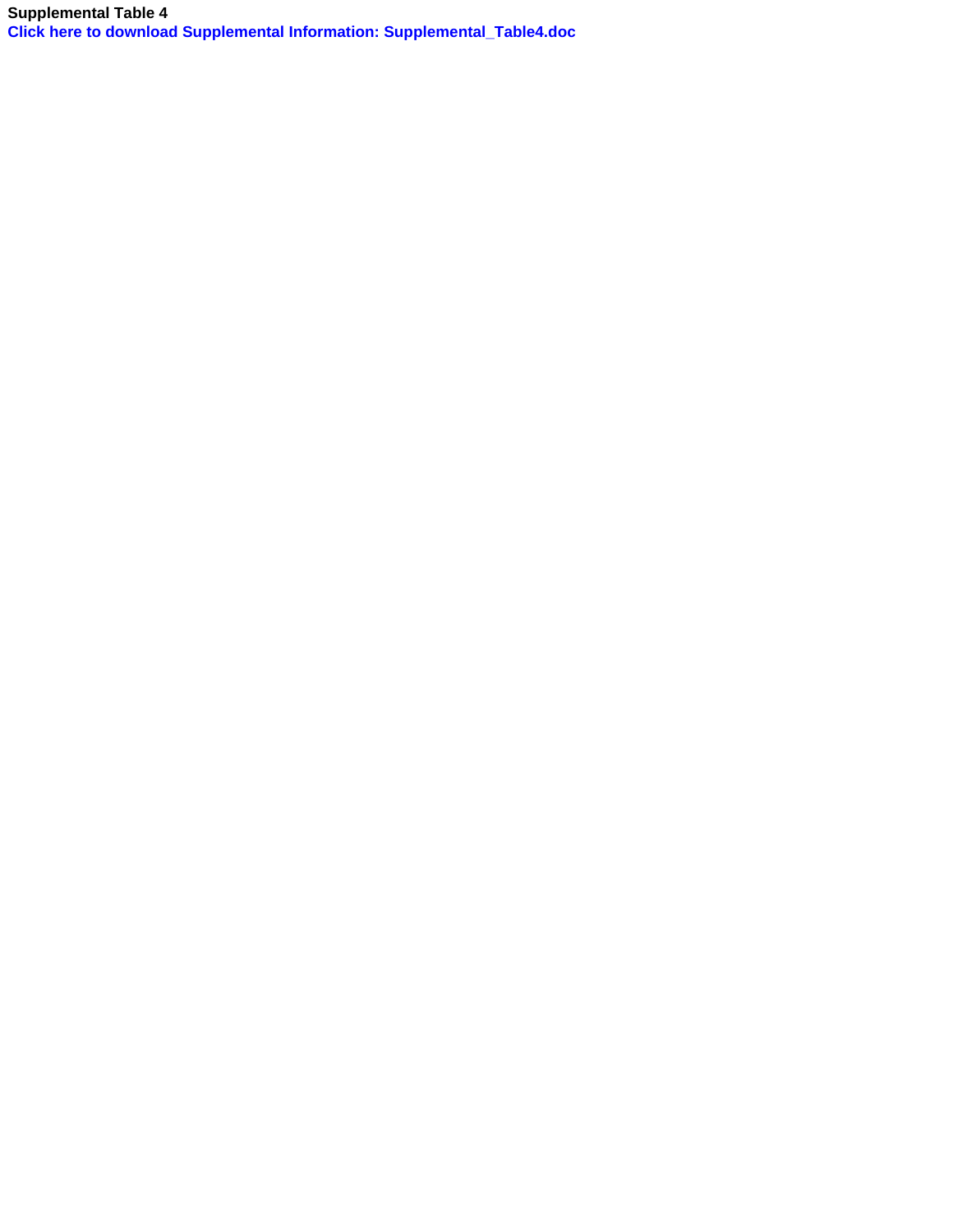**Supplemental Table 4**

**Click here to download Supplemental Information: Supplemental_Table4.doc**